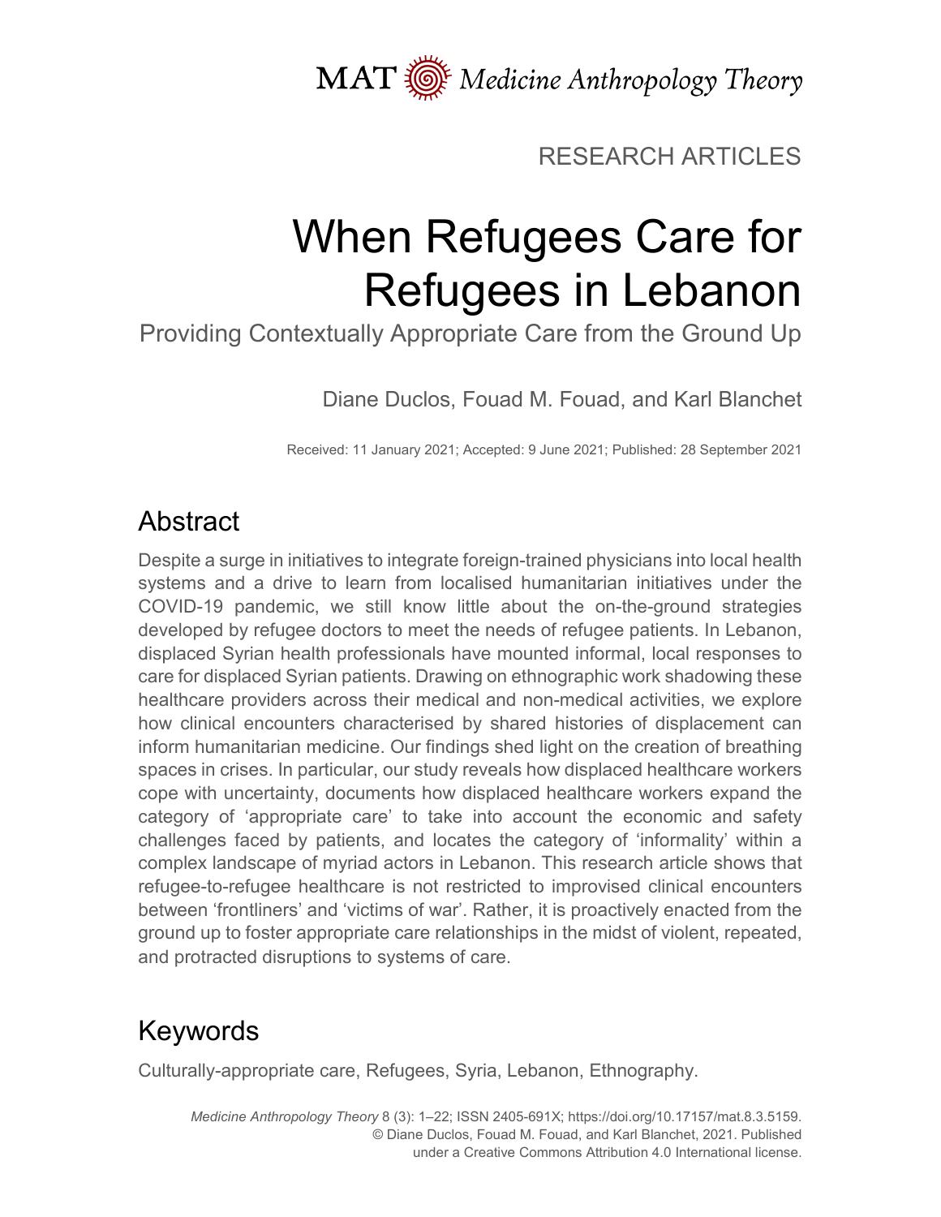MAT Medicine Anthropology Theory

RESEARCH ARTICLES

# When Refugees Care for Refugees in Lebanon

## Providing Contextually Appropriate Care from the Ground Up

Diane Duclos, Fouad M. Fouad, and Karl Blanchet

Received: 11 January 2021; Accepted: 9 June 2021; Published: 28 September 2021

## Abstract

Despite a surge in initiatives to integrate foreign-trained physicians into local health systems and a drive to learn from localised humanitarian initiatives under the COVID-19 pandemic, we still know little about the on-the-ground strategies developed by refugee doctors to meet the needs of refugee patients. In Lebanon, displaced Syrian health professionals have mounted informal, local responses to care for displaced Syrian patients. Drawing on ethnographic work shadowing these healthcare providers across their medical and non-medical activities, we explore how clinical encounters characterised by shared histories of displacement can inform humanitarian medicine. Our findings shed light on the creation of breathing spaces in crises. In particular, our study reveals how displaced healthcare workers cope with uncertainty, documents how displaced healthcare workers expand the category of 'appropriate care' to take into account the economic and safety challenges faced by patients, and locates the category of 'informality' within a complex landscape of myriad actors in Lebanon. This research article shows that refugee-to-refugee healthcare is not restricted to improvised clinical encounters between 'frontliners' and 'victims of war'. Rather, it is proactively enacted from the ground up to foster appropriate care relationships in the midst of violent, repeated, and protracted disruptions to systems of care.

## Keywords

Culturally-appropriate care, Refugees, Syria, Lebanon, Ethnography.

*Medicine Anthropology Theory* 8 (3): 1–22; ISSN 2405-691X; https://doi.org/10.17157/mat.8.3.5159. © Diane Duclos, Fouad M. Fouad, and Karl Blanchet, 2021. Published under a Creative Commons Attribution 4.0 International license.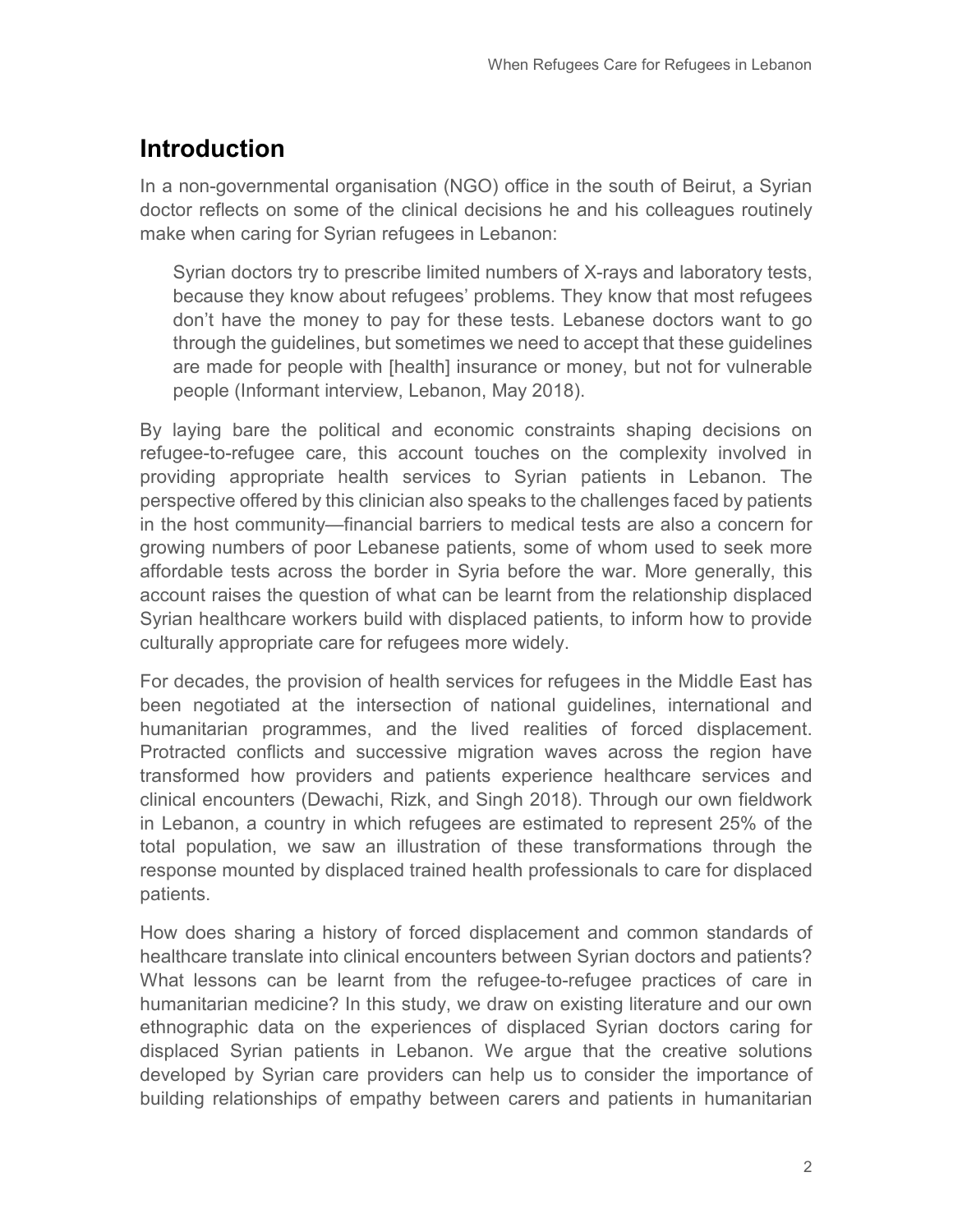## Introduction

In a non-governmental organisation (NGO) office in the south of Beirut, a Syrian doctor reflects on some of the clinical decisions he and his colleagues routinely make when caring for Syrian refugees in Lebanon:

> Syrian doctors try to prescribe limited numbers of X-rays and laboratory tests, because they know about refugees' problems. They know that most refugees don't have the money to pay for these tests. Lebanese doctors want to go through the guidelines, but sometimes we need to accept that these guidelines are made for people with [health] insurance or money, but not for vulnerable people (Informant interview, Lebanon, May 2018).

By laying bare the political and economic constraints shaping decisions on refugee-to-refugee care, this account touches on the complexity involved in providing appropriate health services to Syrian patients in Lebanon. The perspective offered by this clinician also speaks to the challenges faced by patients in the host community—financial barriers to medical tests are also a concern for growing numbers of poor Lebanese patients, some of whom used to seek more affordable tests across the border in Syria before the war. More generally, this account raises the question of what can be learnt from the relationship displaced Syrian healthcare workers build with displaced patients, to inform how to provide culturally appropriate care for refugees more widely.

For decades, the provision of health services for refugees in the Middle East has been negotiated at the intersection of national guidelines, international and humanitarian programmes, and the lived realities of forced displacement. Protracted conflicts and successive migration waves across the region have transformed how providers and patients experience healthcare services and clinical encounters (Dewachi, Rizk, and Singh 2018). Through our own fieldwork in Lebanon, a country in which refugees are estimated to represent 25% of the total population, we saw an illustration of these transformations through the response mounted by displaced trained health professionals to care for displaced patients.

How does sharing a history of forced displacement and common standards of healthcare translate into clinical encounters between Syrian doctors and patients? What lessons can be learnt from the refugee-to-refugee practices of care in humanitarian medicine? In this study, we draw on existing literature and our own ethnographic data on the experiences of displaced Syrian doctors caring for displaced Syrian patients in Lebanon. We argue that the creative solutions developed by Syrian care providers can help us to consider the importance of building relationships of empathy between carers and patients in humanitarian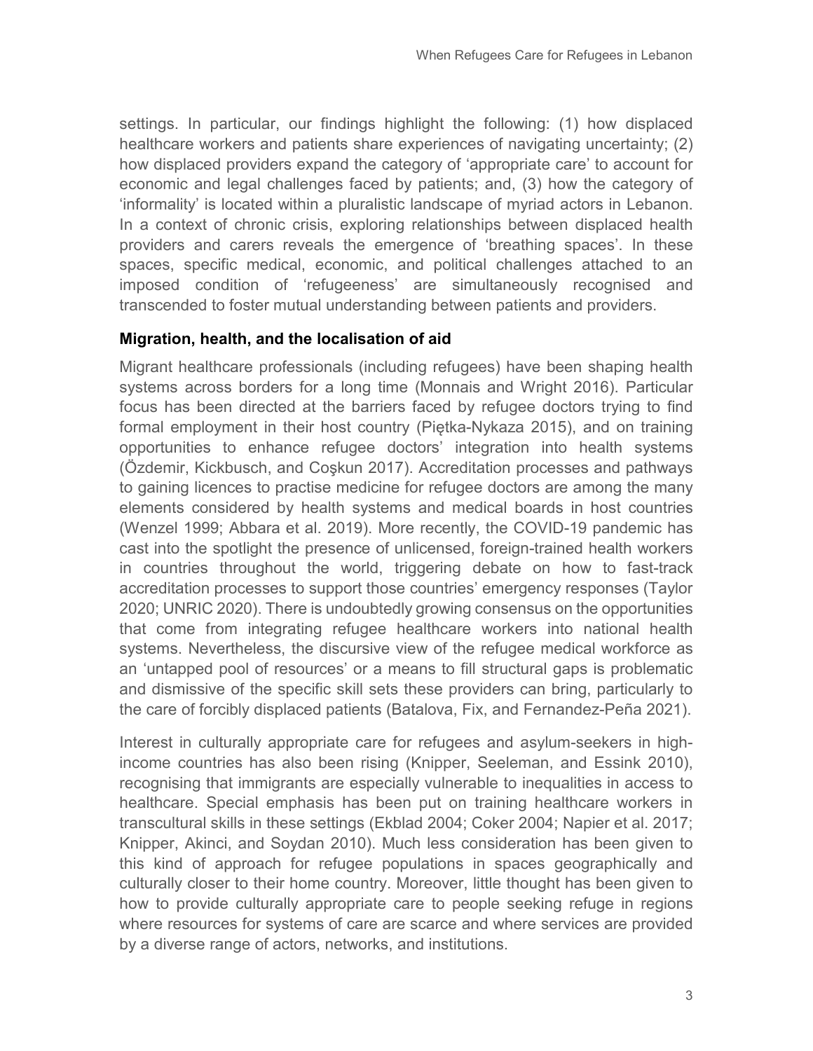settings. In particular, our findings highlight the following: (1) how displaced healthcare workers and patients share experiences of navigating uncertainty; (2) how displaced providers expand the category of 'appropriate care' to account for economic and legal challenges faced by patients; and, (3) how the category of 'informality' is located within a pluralistic landscape of myriad actors in Lebanon. In a context of chronic crisis, exploring relationships between displaced health providers and carers reveals the emergence of 'breathing spaces'. In these spaces, specific medical, economic, and political challenges attached to an imposed condition of 'refugeeness' are simultaneously recognised and transcended to foster mutual understanding between patients and providers.

## Migration, health, and the localisation of aid

Migrant healthcare professionals (including refugees) have been shaping health systems across borders for a long time (Monnais and Wright 2016). Particular focus has been directed at the barriers faced by refugee doctors trying to find formal employment in their host country (Piętka-Nykaza 2015), and on training opportunities to enhance refugee doctors' integration into health systems (Özdemir, Kickbusch, and Coşkun 2017). Accreditation processes and pathways to gaining licences to practise medicine for refugee doctors are among the many elements considered by health systems and medical boards in host countries (Wenzel 1999; Abbara et al. 2019). More recently, the COVID-19 pandemic has cast into the spotlight the presence of unlicensed, foreign-trained health workers in countries throughout the world, triggering debate on how to fast-track accreditation processes to support those countries' emergency responses (Taylor 2020; UNRIC 2020). There is undoubtedly growing consensus on the opportunities that come from integrating refugee healthcare workers into national health systems. Nevertheless, the discursive view of the refugee medical workforce as an 'untapped pool of resources' or a means to fill structural gaps is problematic and dismissive of the specific skill sets these providers can bring, particularly to the care of forcibly displaced patients (Batalova, Fix, and Fernandez-Peña 2021).

Interest in culturally appropriate care for refugees and asylum-seekers in high-income countries has also been rising (Knipper, Seeleman, and Essink 2010), recognising that immigrants are especially vulnerable to inequalities in access to healthcare. Special emphasis has been put on training healthcare workers in transcultural skills in these settings (Ekblad 2004; Coker 2004; Napier et al. 2017; Knipper, Akinci, and Soydan 2010). Much less consideration has been given to this kind of approach for refugee populations in spaces geographically and culturally closer to their home country. Moreover, little thought has been given to how to provide culturally appropriate care to people seeking refuge in regions where resources for systems of care are scarce and where services are provided by a diverse range of actors, networks, and institutions.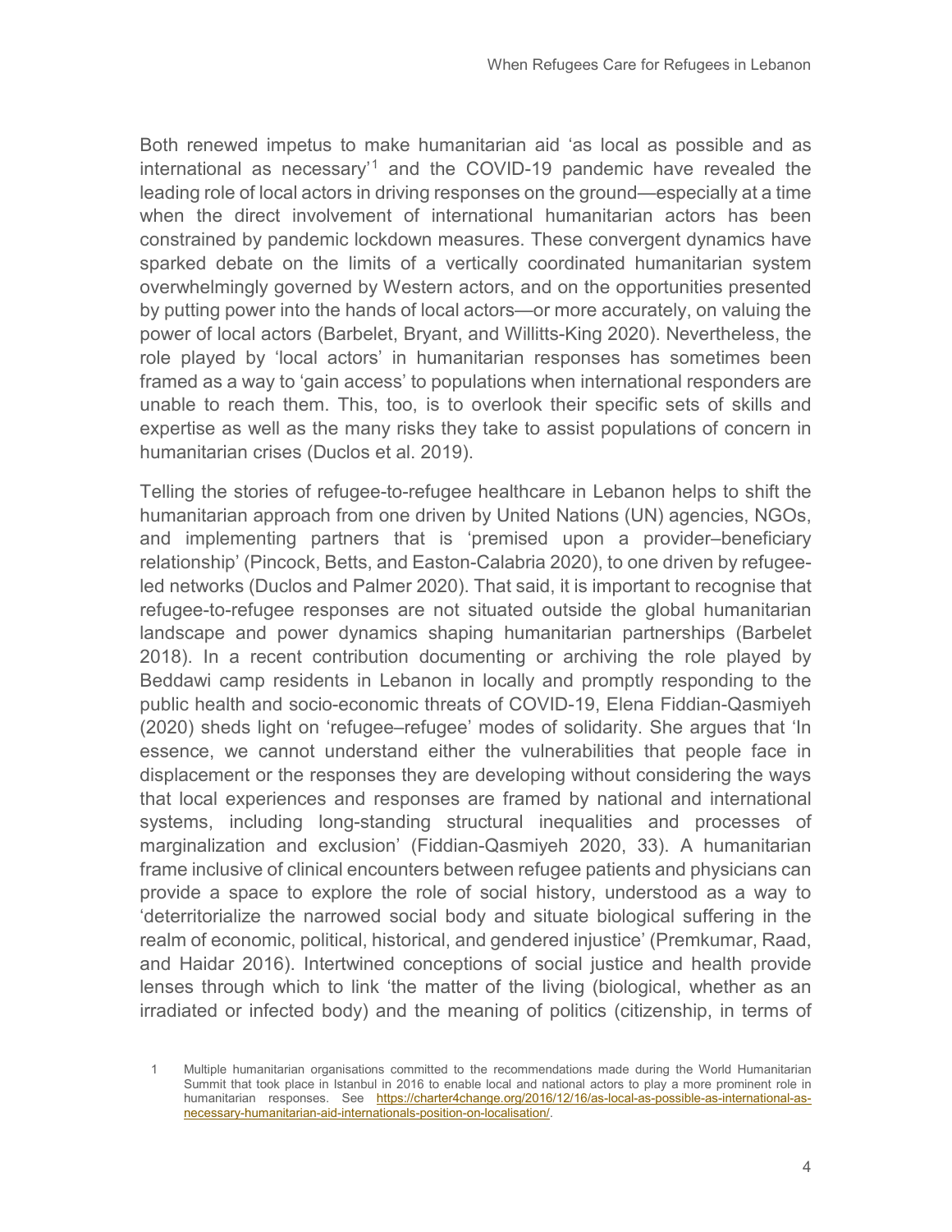Both renewed impetus to make humanitarian aid 'as local as possible and as international as necessary'[1] and the COVID-19 pandemic have revealed the leading role of local actors in driving responses on the ground—especially at a time when the direct involvement of international humanitarian actors has been constrained by pandemic lockdown measures. These convergent dynamics have sparked debate on the limits of a vertically coordinated humanitarian system overwhelmingly governed by Western actors, and on the opportunities presented by putting power into the hands of local actors—or more accurately, on valuing the power of local actors (Barbelet, Bryant, and Willitts-King 2020). Nevertheless, the role played by 'local actors' in humanitarian responses has sometimes been framed as a way to 'gain access' to populations when international responders are unable to reach them. This, too, is to overlook their specific sets of skills and expertise as well as the many risks they take to assist populations of concern in humanitarian crises (Duclos et al. 2019).

Telling the stories of refugee-to-refugee healthcare in Lebanon helps to shift the humanitarian approach from one driven by United Nations (UN) agencies, NGOs, and implementing partners that is 'premised upon a provider–beneficiary relationship' (Pincock, Betts, and Easton-Calabria 2020), to one driven by refugee-led networks (Duclos and Palmer 2020). That said, it is important to recognise that refugee-to-refugee responses are not situated outside the global humanitarian landscape and power dynamics shaping humanitarian partnerships (Barbelet 2018). In a recent contribution documenting or archiving the role played by Beddawi camp residents in Lebanon in locally and promptly responding to the public health and socio-economic threats of COVID-19, Elena Fiddian-Qasmiyeh (2020) sheds light on 'refugee–refugee' modes of solidarity. She argues that 'In essence, we cannot understand either the vulnerabilities that people face in displacement or the responses they are developing without considering the ways that local experiences and responses are framed by national and international systems, including long-standing structural inequalities and processes of marginalization and exclusion' (Fiddian-Qasmiyeh 2020, 33). A humanitarian frame inclusive of clinical encounters between refugee patients and physicians can provide a space to explore the role of social history, understood as a way to 'deterritorialize the narrowed social body and situate biological suffering in the realm of economic, political, historical, and gendered injustice' (Premkumar, Raad, and Haidar 2016). Intertwined conceptions of social justice and health provide lenses through which to link 'the matter of the living (biological, whether as an irradiated or infected body) and the meaning of politics (citizenship, in terms of

[1] Multiple humanitarian organisations committed to the recommendations made during the World Humanitarian Summit that took place in Istanbul in 2016 to enable local and national actors to play a more prominent role in humanitarian responses. See https://charter4change.org/2016/12/16/as-local-as-possible-as-international-as-necessary-humanitarian-aid-internationals-position-on-localisation/.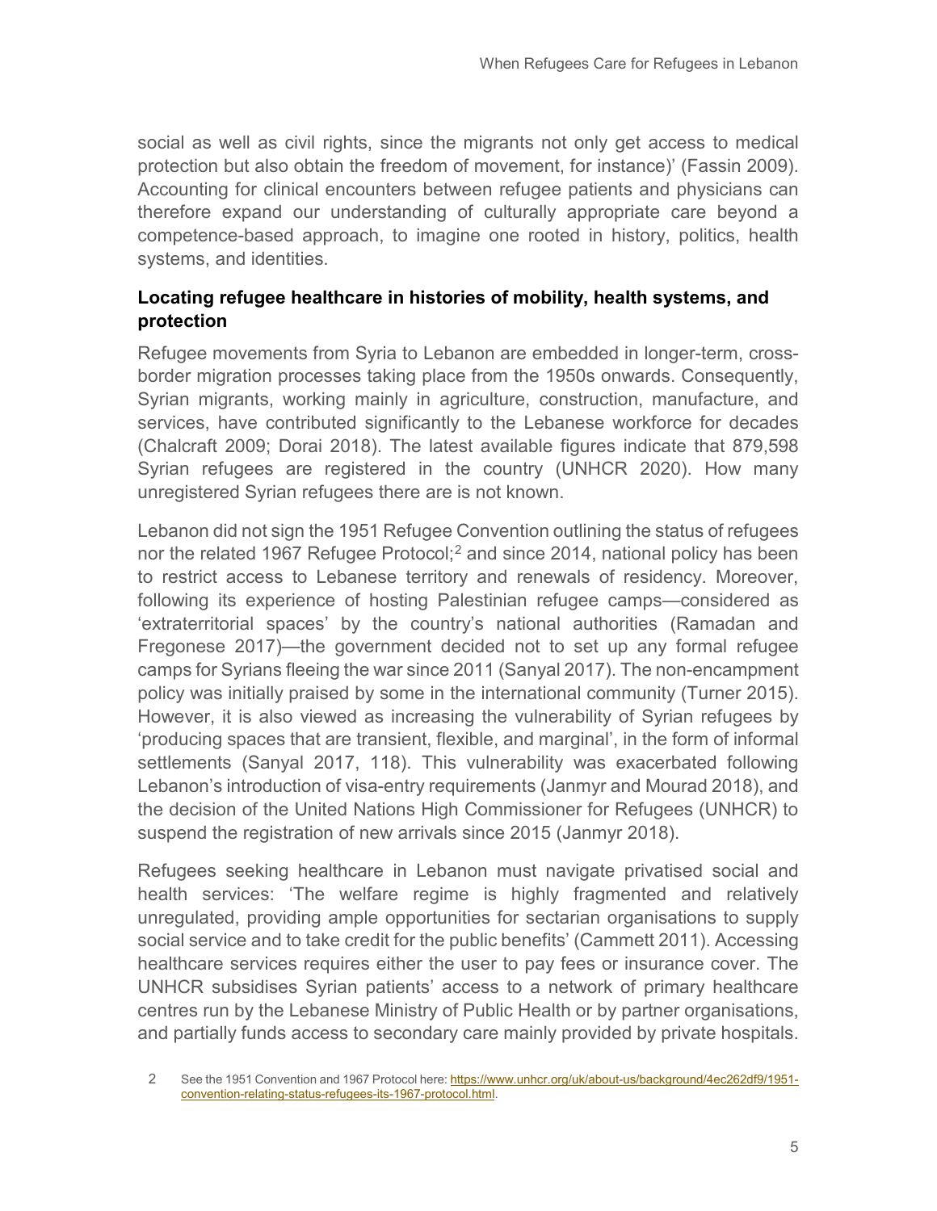social as well as civil rights, since the migrants not only get access to medical protection but also obtain the freedom of movement, for instance)' (Fassin 2009). Accounting for clinical encounters between refugee patients and physicians can therefore expand our understanding of culturally appropriate care beyond a competence-based approach, to imagine one rooted in history, politics, health systems, and identities.

## Locating refugee healthcare in histories of mobility, health systems, and protection

Refugee movements from Syria to Lebanon are embedded in longer-term, cross-border migration processes taking place from the 1950s onwards. Consequently, Syrian migrants, working mainly in agriculture, construction, manufacture, and services, have contributed significantly to the Lebanese workforce for decades (Chalcraft 2009; Dorai 2018). The latest available figures indicate that 879,598 Syrian refugees are registered in the country (UNHCR 2020). How many unregistered Syrian refugees there are is not known.

Lebanon did not sign the 1951 Refugee Convention outlining the status of refugees nor the related 1967 Refugee Protocol;[2] and since 2014, national policy has been to restrict access to Lebanese territory and renewals of residency. Moreover, following its experience of hosting Palestinian refugee camps—considered as 'extraterritorial spaces' by the country's national authorities (Ramadan and Fregonese 2017)—the government decided not to set up any formal refugee camps for Syrians fleeing the war since 2011 (Sanyal 2017). The non-encampment policy was initially praised by some in the international community (Turner 2015). However, it is also viewed as increasing the vulnerability of Syrian refugees by 'producing spaces that are transient, flexible, and marginal', in the form of informal settlements (Sanyal 2017, 118). This vulnerability was exacerbated following Lebanon's introduction of visa-entry requirements (Janmyr and Mourad 2018), and the decision of the United Nations High Commissioner for Refugees (UNHCR) to suspend the registration of new arrivals since 2015 (Janmyr 2018).

Refugees seeking healthcare in Lebanon must navigate privatised social and health services: 'The welfare regime is highly fragmented and relatively unregulated, providing ample opportunities for sectarian organisations to supply social service and to take credit for the public benefits' (Cammett 2011). Accessing healthcare services requires either the user to pay fees or insurance cover. The UNHCR subsidises Syrian patients' access to a network of primary healthcare centres run by the Lebanese Ministry of Public Health or by partner organisations, and partially funds access to secondary care mainly provided by private hospitals.

2 See the 1951 Convention and 1967 Protocol here: https://www.unhcr.org/uk/about-us/background/4ec262df9/1951-convention-relating-status-refugees-its-1967-protocol.html.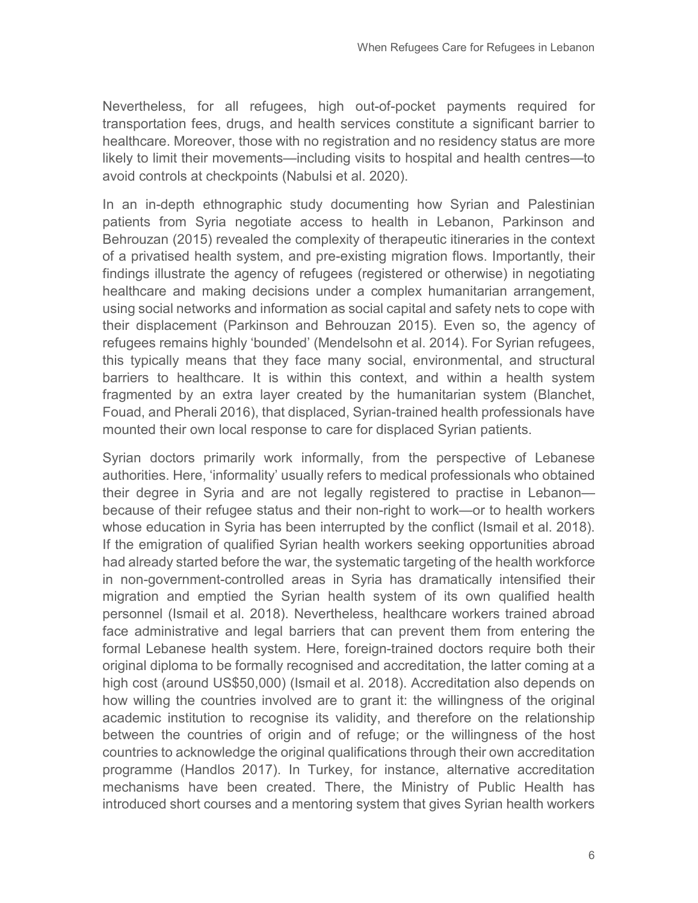Nevertheless, for all refugees, high out-of-pocket payments required for transportation fees, drugs, and health services constitute a significant barrier to healthcare. Moreover, those with no registration and no residency status are more likely to limit their movements—including visits to hospital and health centres—to avoid controls at checkpoints (Nabulsi et al. 2020).

In an in-depth ethnographic study documenting how Syrian and Palestinian patients from Syria negotiate access to health in Lebanon, Parkinson and Behrouzan (2015) revealed the complexity of therapeutic itineraries in the context of a privatised health system, and pre-existing migration flows. Importantly, their findings illustrate the agency of refugees (registered or otherwise) in negotiating healthcare and making decisions under a complex humanitarian arrangement, using social networks and information as social capital and safety nets to cope with their displacement (Parkinson and Behrouzan 2015). Even so, the agency of refugees remains highly 'bounded' (Mendelsohn et al. 2014). For Syrian refugees, this typically means that they face many social, environmental, and structural barriers to healthcare. It is within this context, and within a health system fragmented by an extra layer created by the humanitarian system (Blanchet, Fouad, and Pherali 2016), that displaced, Syrian-trained health professionals have mounted their own local response to care for displaced Syrian patients.

Syrian doctors primarily work informally, from the perspective of Lebanese authorities. Here, 'informality' usually refers to medical professionals who obtained their degree in Syria and are not legally registered to practise in Lebanon—because of their refugee status and their non-right to work—or to health workers whose education in Syria has been interrupted by the conflict (Ismail et al. 2018). If the emigration of qualified Syrian health workers seeking opportunities abroad had already started before the war, the systematic targeting of the health workforce in non-government-controlled areas in Syria has dramatically intensified their migration and emptied the Syrian health system of its own qualified health personnel (Ismail et al. 2018). Nevertheless, healthcare workers trained abroad face administrative and legal barriers that can prevent them from entering the formal Lebanese health system. Here, foreign-trained doctors require both their original diploma to be formally recognised and accreditation, the latter coming at a high cost (around US$50,000) (Ismail et al. 2018). Accreditation also depends on how willing the countries involved are to grant it: the willingness of the original academic institution to recognise its validity, and therefore on the relationship between the countries of origin and of refuge; or the willingness of the host countries to acknowledge the original qualifications through their own accreditation programme (Handlos 2017). In Turkey, for instance, alternative accreditation mechanisms have been created. There, the Ministry of Public Health has introduced short courses and a mentoring system that gives Syrian health workers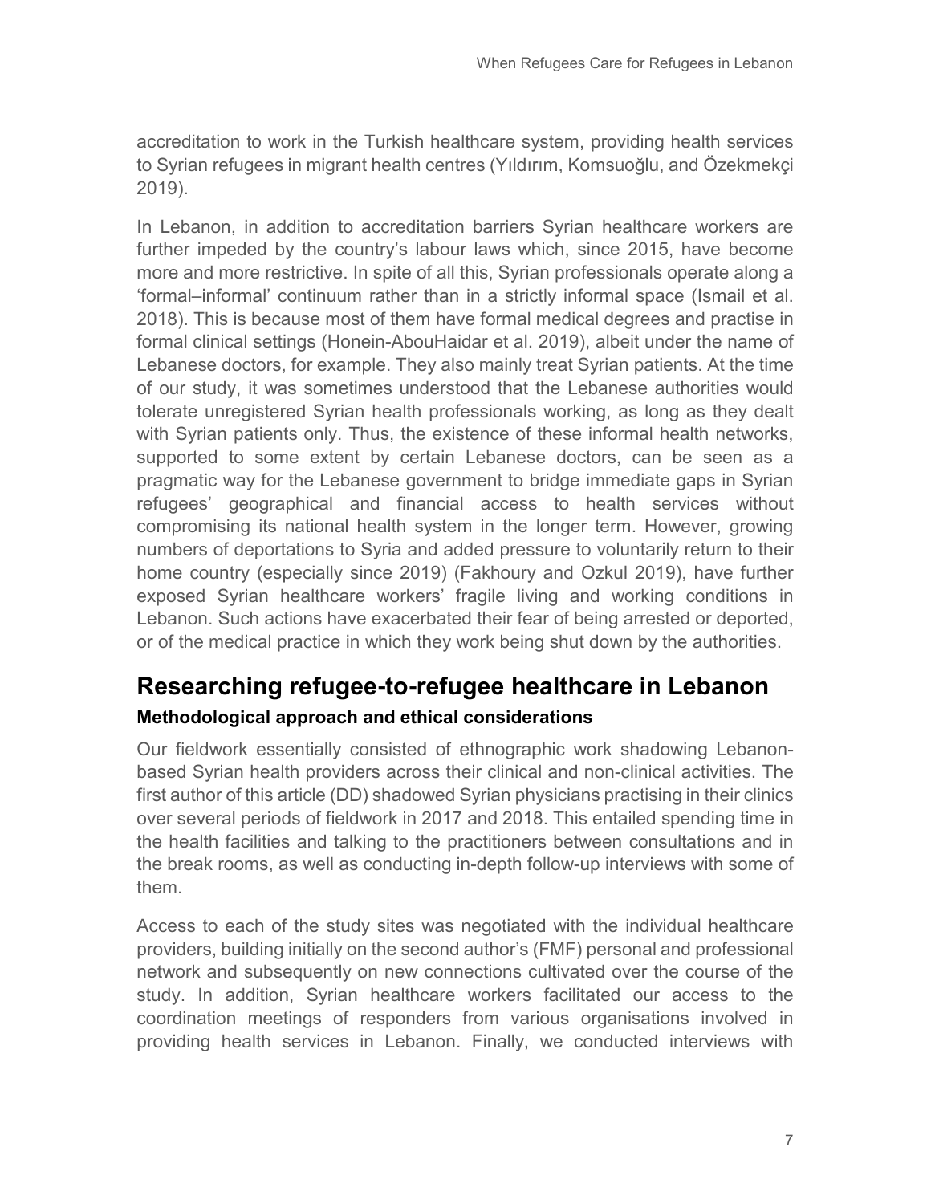accreditation to work in the Turkish healthcare system, providing health services to Syrian refugees in migrant health centres (Yıldırım, Komsuoğlu, and Özekmekçi 2019).

In Lebanon, in addition to accreditation barriers Syrian healthcare workers are further impeded by the country's labour laws which, since 2015, have become more and more restrictive. In spite of all this, Syrian professionals operate along a 'formal–informal' continuum rather than in a strictly informal space (Ismail et al. 2018). This is because most of them have formal medical degrees and practise in formal clinical settings (Honein-AbouHaidar et al. 2019), albeit under the name of Lebanese doctors, for example. They also mainly treat Syrian patients. At the time of our study, it was sometimes understood that the Lebanese authorities would tolerate unregistered Syrian health professionals working, as long as they dealt with Syrian patients only. Thus, the existence of these informal health networks, supported to some extent by certain Lebanese doctors, can be seen as a pragmatic way for the Lebanese government to bridge immediate gaps in Syrian refugees' geographical and financial access to health services without compromising its national health system in the longer term. However, growing numbers of deportations to Syria and added pressure to voluntarily return to their home country (especially since 2019) (Fakhoury and Ozkul 2019), have further exposed Syrian healthcare workers' fragile living and working conditions in Lebanon. Such actions have exacerbated their fear of being arrested or deported, or of the medical practice in which they work being shut down by the authorities.

## Researching refugee-to-refugee healthcare in Lebanon

### Methodological approach and ethical considerations

Our fieldwork essentially consisted of ethnographic work shadowing Lebanon-based Syrian health providers across their clinical and non-clinical activities. The first author of this article (DD) shadowed Syrian physicians practising in their clinics over several periods of fieldwork in 2017 and 2018. This entailed spending time in the health facilities and talking to the practitioners between consultations and in the break rooms, as well as conducting in-depth follow-up interviews with some of them.

Access to each of the study sites was negotiated with the individual healthcare providers, building initially on the second author's (FMF) personal and professional network and subsequently on new connections cultivated over the course of the study. In addition, Syrian healthcare workers facilitated our access to the coordination meetings of responders from various organisations involved in providing health services in Lebanon. Finally, we conducted interviews with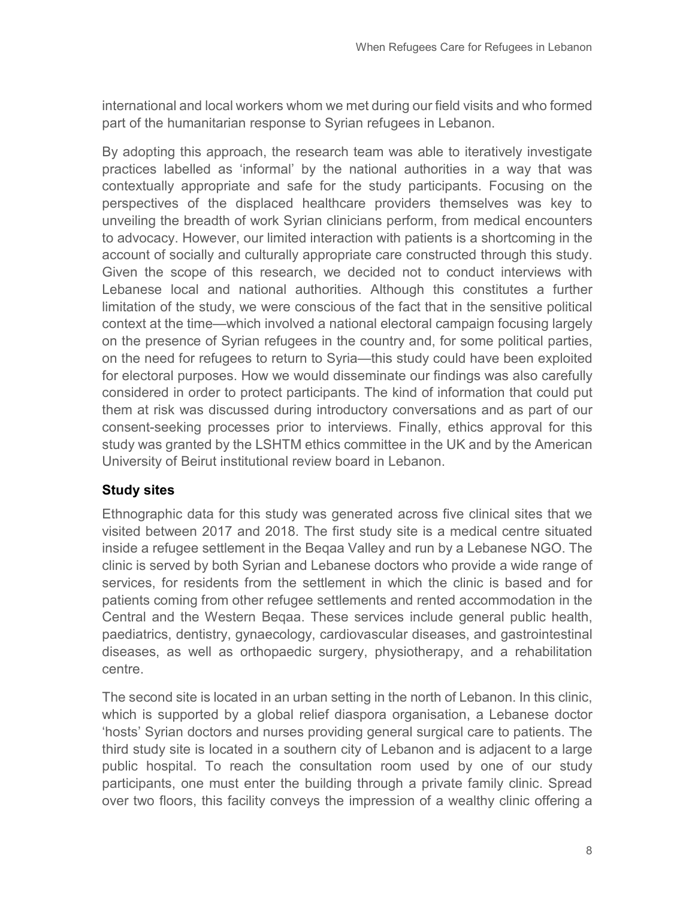international and local workers whom we met during our field visits and who formed part of the humanitarian response to Syrian refugees in Lebanon.

By adopting this approach, the research team was able to iteratively investigate practices labelled as 'informal' by the national authorities in a way that was contextually appropriate and safe for the study participants. Focusing on the perspectives of the displaced healthcare providers themselves was key to unveiling the breadth of work Syrian clinicians perform, from medical encounters to advocacy. However, our limited interaction with patients is a shortcoming in the account of socially and culturally appropriate care constructed through this study. Given the scope of this research, we decided not to conduct interviews with Lebanese local and national authorities. Although this constitutes a further limitation of the study, we were conscious of the fact that in the sensitive political context at the time—which involved a national electoral campaign focusing largely on the presence of Syrian refugees in the country and, for some political parties, on the need for refugees to return to Syria—this study could have been exploited for electoral purposes. How we would disseminate our findings was also carefully considered in order to protect participants. The kind of information that could put them at risk was discussed during introductory conversations and as part of our consent-seeking processes prior to interviews. Finally, ethics approval for this study was granted by the LSHTM ethics committee in the UK and by the American University of Beirut institutional review board in Lebanon.

### Study sites

Ethnographic data for this study was generated across five clinical sites that we visited between 2017 and 2018. The first study site is a medical centre situated inside a refugee settlement in the Beqaa Valley and run by a Lebanese NGO. The clinic is served by both Syrian and Lebanese doctors who provide a wide range of services, for residents from the settlement in which the clinic is based and for patients coming from other refugee settlements and rented accommodation in the Central and the Western Beqaa. These services include general public health, paediatrics, dentistry, gynaecology, cardiovascular diseases, and gastrointestinal diseases, as well as orthopaedic surgery, physiotherapy, and a rehabilitation centre.

The second site is located in an urban setting in the north of Lebanon. In this clinic, which is supported by a global relief diaspora organisation, a Lebanese doctor 'hosts' Syrian doctors and nurses providing general surgical care to patients. The third study site is located in a southern city of Lebanon and is adjacent to a large public hospital. To reach the consultation room used by one of our study participants, one must enter the building through a private family clinic. Spread over two floors, this facility conveys the impression of a wealthy clinic offering a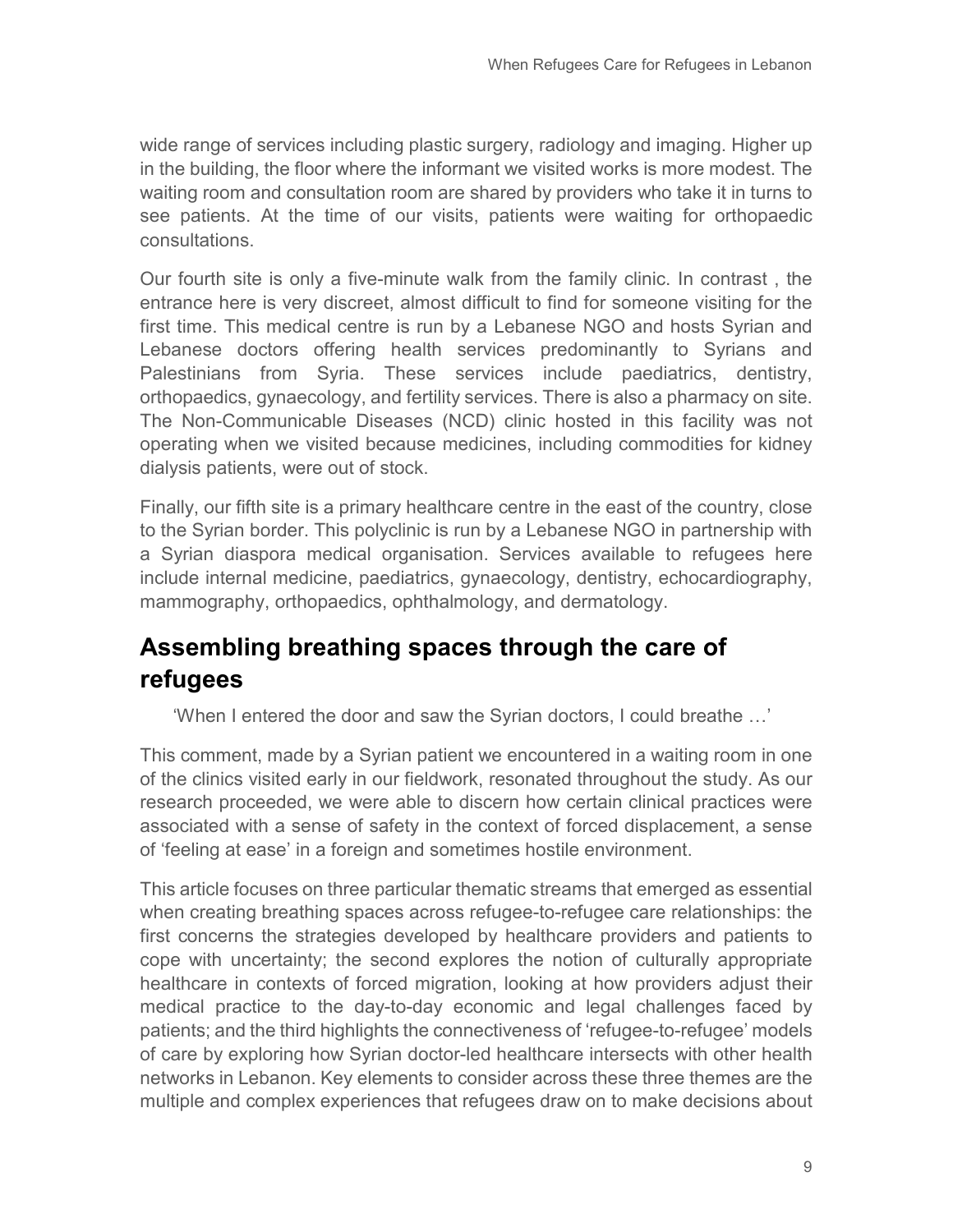wide range of services including plastic surgery, radiology and imaging. Higher up in the building, the floor where the informant we visited works is more modest. The waiting room and consultation room are shared by providers who take it in turns to see patients. At the time of our visits, patients were waiting for orthopaedic consultations.

Our fourth site is only a five-minute walk from the family clinic. In contrast , the entrance here is very discreet, almost difficult to find for someone visiting for the first time. This medical centre is run by a Lebanese NGO and hosts Syrian and Lebanese doctors offering health services predominantly to Syrians and Palestinians from Syria. These services include paediatrics, dentistry, orthopaedics, gynaecology, and fertility services. There is also a pharmacy on site. The Non-Communicable Diseases (NCD) clinic hosted in this facility was not operating when we visited because medicines, including commodities for kidney dialysis patients, were out of stock.

Finally, our fifth site is a primary healthcare centre in the east of the country, close to the Syrian border. This polyclinic is run by a Lebanese NGO in partnership with a Syrian diaspora medical organisation. Services available to refugees here include internal medicine, paediatrics, gynaecology, dentistry, echocardiography, mammography, orthopaedics, ophthalmology, and dermatology.

## Assembling breathing spaces through the care of refugees

> 'When I entered the door and saw the Syrian doctors, I could breathe …'

This comment, made by a Syrian patient we encountered in a waiting room in one of the clinics visited early in our fieldwork, resonated throughout the study. As our research proceeded, we were able to discern how certain clinical practices were associated with a sense of safety in the context of forced displacement, a sense of 'feeling at ease' in a foreign and sometimes hostile environment.

This article focuses on three particular thematic streams that emerged as essential when creating breathing spaces across refugee-to-refugee care relationships: the first concerns the strategies developed by healthcare providers and patients to cope with uncertainty; the second explores the notion of culturally appropriate healthcare in contexts of forced migration, looking at how providers adjust their medical practice to the day-to-day economic and legal challenges faced by patients; and the third highlights the connectiveness of 'refugee-to-refugee' models of care by exploring how Syrian doctor-led healthcare intersects with other health networks in Lebanon. Key elements to consider across these three themes are the multiple and complex experiences that refugees draw on to make decisions about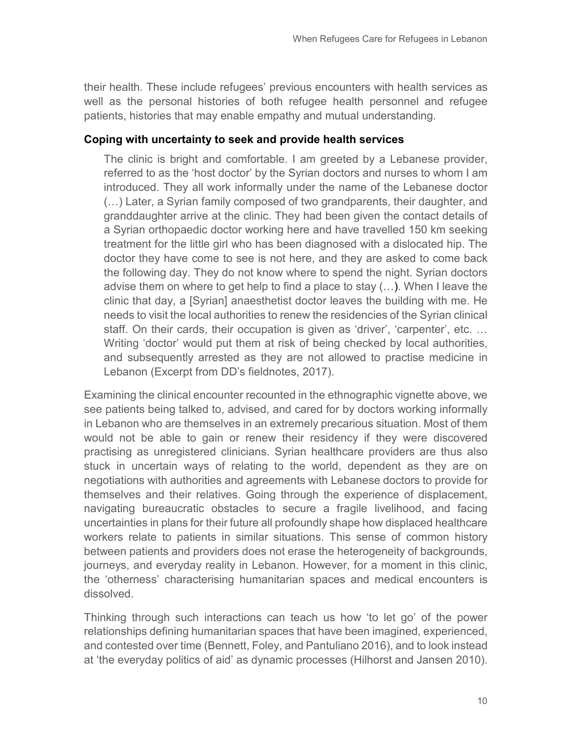their health. These include refugees' previous encounters with health services as well as the personal histories of both refugee health personnel and refugee patients, histories that may enable empathy and mutual understanding.

### Coping with uncertainty to seek and provide health services

> The clinic is bright and comfortable. I am greeted by a Lebanese provider, referred to as the 'host doctor' by the Syrian doctors and nurses to whom I am introduced. They all work informally under the name of the Lebanese doctor (…) Later, a Syrian family composed of two grandparents, their daughter, and granddaughter arrive at the clinic. They had been given the contact details of a Syrian orthopaedic doctor working here and have travelled 150 km seeking treatment for the little girl who has been diagnosed with a dislocated hip. The doctor they have come to see is not here, and they are asked to come back the following day. They do not know where to spend the night. Syrian doctors advise them on where to get help to find a place to stay (…). When I leave the clinic that day, a [Syrian] anaesthetist doctor leaves the building with me. He needs to visit the local authorities to renew the residencies of the Syrian clinical staff. On their cards, their occupation is given as 'driver', 'carpenter', etc. … Writing 'doctor' would put them at risk of being checked by local authorities, and subsequently arrested as they are not allowed to practise medicine in Lebanon (Excerpt from DD's fieldnotes, 2017).

Examining the clinical encounter recounted in the ethnographic vignette above, we see patients being talked to, advised, and cared for by doctors working informally in Lebanon who are themselves in an extremely precarious situation. Most of them would not be able to gain or renew their residency if they were discovered practising as unregistered clinicians. Syrian healthcare providers are thus also stuck in uncertain ways of relating to the world, dependent as they are on negotiations with authorities and agreements with Lebanese doctors to provide for themselves and their relatives. Going through the experience of displacement, navigating bureaucratic obstacles to secure a fragile livelihood, and facing uncertainties in plans for their future all profoundly shape how displaced healthcare workers relate to patients in similar situations. This sense of common history between patients and providers does not erase the heterogeneity of backgrounds, journeys, and everyday reality in Lebanon. However, for a moment in this clinic, the 'otherness' characterising humanitarian spaces and medical encounters is dissolved.

Thinking through such interactions can teach us how 'to let go' of the power relationships defining humanitarian spaces that have been imagined, experienced, and contested over time (Bennett, Foley, and Pantuliano 2016), and to look instead at 'the everyday politics of aid' as dynamic processes (Hilhorst and Jansen 2010).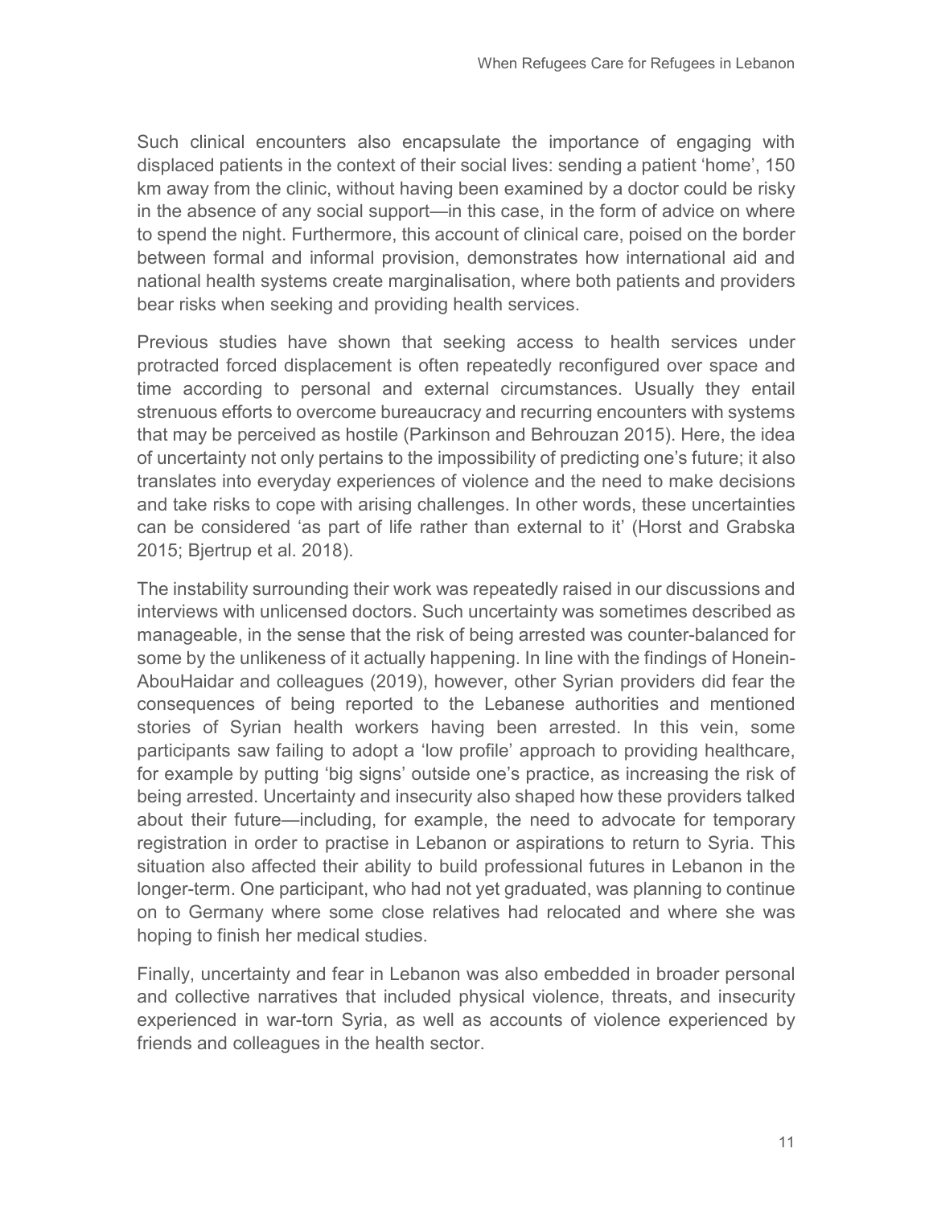Such clinical encounters also encapsulate the importance of engaging with displaced patients in the context of their social lives: sending a patient 'home', 150 km away from the clinic, without having been examined by a doctor could be risky in the absence of any social support—in this case, in the form of advice on where to spend the night. Furthermore, this account of clinical care, poised on the border between formal and informal provision, demonstrates how international aid and national health systems create marginalisation, where both patients and providers bear risks when seeking and providing health services.

Previous studies have shown that seeking access to health services under protracted forced displacement is often repeatedly reconfigured over space and time according to personal and external circumstances. Usually they entail strenuous efforts to overcome bureaucracy and recurring encounters with systems that may be perceived as hostile (Parkinson and Behrouzan 2015). Here, the idea of uncertainty not only pertains to the impossibility of predicting one's future; it also translates into everyday experiences of violence and the need to make decisions and take risks to cope with arising challenges. In other words, these uncertainties can be considered 'as part of life rather than external to it' (Horst and Grabska 2015; Bjertrup et al. 2018).

The instability surrounding their work was repeatedly raised in our discussions and interviews with unlicensed doctors. Such uncertainty was sometimes described as manageable, in the sense that the risk of being arrested was counter-balanced for some by the unlikeness of it actually happening. In line with the findings of Honein-AbouHaidar and colleagues (2019), however, other Syrian providers did fear the consequences of being reported to the Lebanese authorities and mentioned stories of Syrian health workers having been arrested. In this vein, some participants saw failing to adopt a 'low profile' approach to providing healthcare, for example by putting 'big signs' outside one's practice, as increasing the risk of being arrested. Uncertainty and insecurity also shaped how these providers talked about their future—including, for example, the need to advocate for temporary registration in order to practise in Lebanon or aspirations to return to Syria. This situation also affected their ability to build professional futures in Lebanon in the longer-term. One participant, who had not yet graduated, was planning to continue on to Germany where some close relatives had relocated and where she was hoping to finish her medical studies.

Finally, uncertainty and fear in Lebanon was also embedded in broader personal and collective narratives that included physical violence, threats, and insecurity experienced in war-torn Syria, as well as accounts of violence experienced by friends and colleagues in the health sector.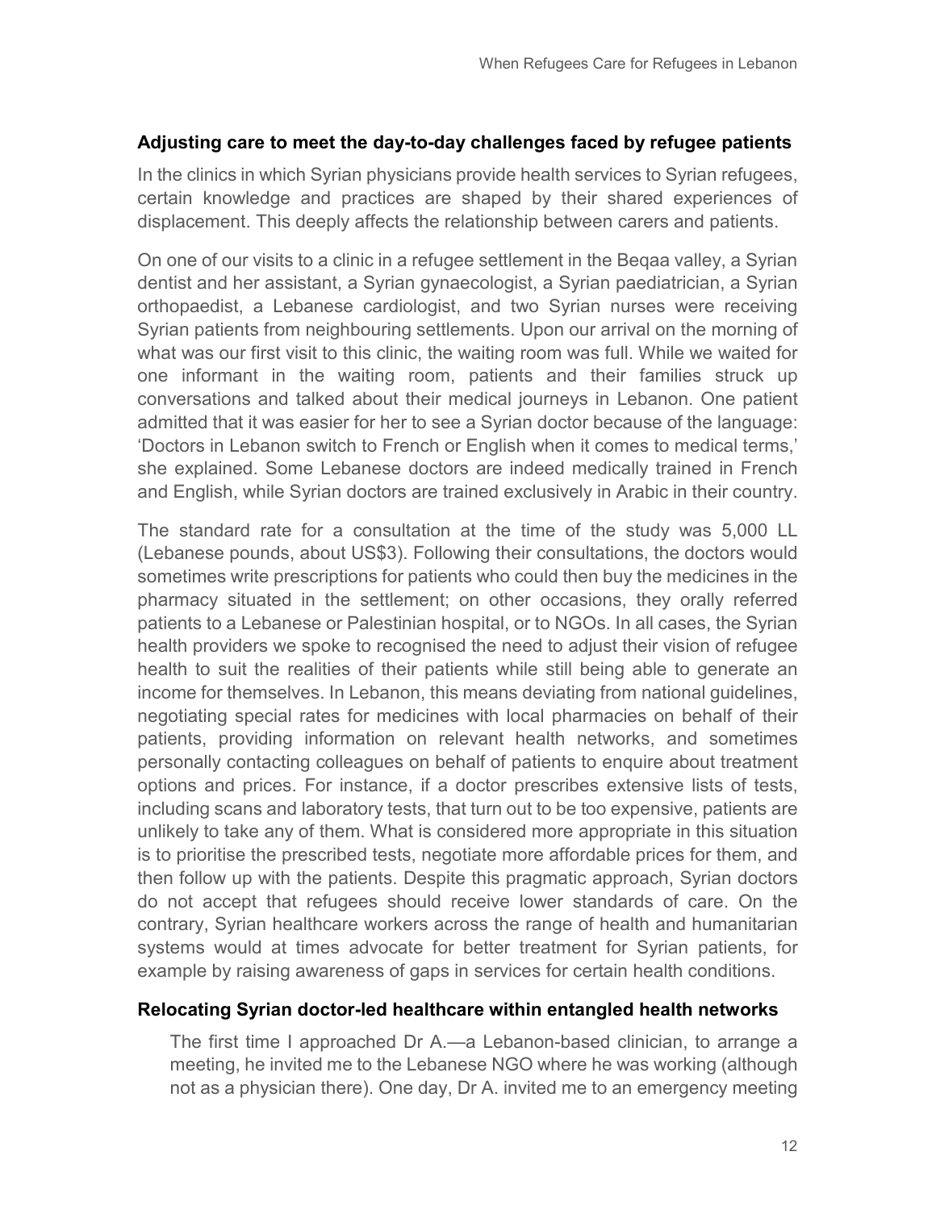### Adjusting care to meet the day-to-day challenges faced by refugee patients

In the clinics in which Syrian physicians provide health services to Syrian refugees, certain knowledge and practices are shaped by their shared experiences of displacement. This deeply affects the relationship between carers and patients.

On one of our visits to a clinic in a refugee settlement in the Beqaa valley, a Syrian dentist and her assistant, a Syrian gynaecologist, a Syrian paediatrician, a Syrian orthopaedist, a Lebanese cardiologist, and two Syrian nurses were receiving Syrian patients from neighbouring settlements. Upon our arrival on the morning of what was our first visit to this clinic, the waiting room was full. While we waited for one informant in the waiting room, patients and their families struck up conversations and talked about their medical journeys in Lebanon. One patient admitted that it was easier for her to see a Syrian doctor because of the language: 'Doctors in Lebanon switch to French or English when it comes to medical terms,' she explained. Some Lebanese doctors are indeed medically trained in French and English, while Syrian doctors are trained exclusively in Arabic in their country.

The standard rate for a consultation at the time of the study was 5,000 LL (Lebanese pounds, about US$3). Following their consultations, the doctors would sometimes write prescriptions for patients who could then buy the medicines in the pharmacy situated in the settlement; on other occasions, they orally referred patients to a Lebanese or Palestinian hospital, or to NGOs. In all cases, the Syrian health providers we spoke to recognised the need to adjust their vision of refugee health to suit the realities of their patients while still being able to generate an income for themselves. In Lebanon, this means deviating from national guidelines, negotiating special rates for medicines with local pharmacies on behalf of their patients, providing information on relevant health networks, and sometimes personally contacting colleagues on behalf of patients to enquire about treatment options and prices. For instance, if a doctor prescribes extensive lists of tests, including scans and laboratory tests, that turn out to be too expensive, patients are unlikely to take any of them. What is considered more appropriate in this situation is to prioritise the prescribed tests, negotiate more affordable prices for them, and then follow up with the patients. Despite this pragmatic approach, Syrian doctors do not accept that refugees should receive lower standards of care. On the contrary, Syrian healthcare workers across the range of health and humanitarian systems would at times advocate for better treatment for Syrian patients, for example by raising awareness of gaps in services for certain health conditions.

### Relocating Syrian doctor-led healthcare within entangled health networks

> The first time I approached Dr A.—a Lebanon-based clinician, to arrange a meeting, he invited me to the Lebanese NGO where he was working (although not as a physician there). One day, Dr A. invited me to an emergency meeting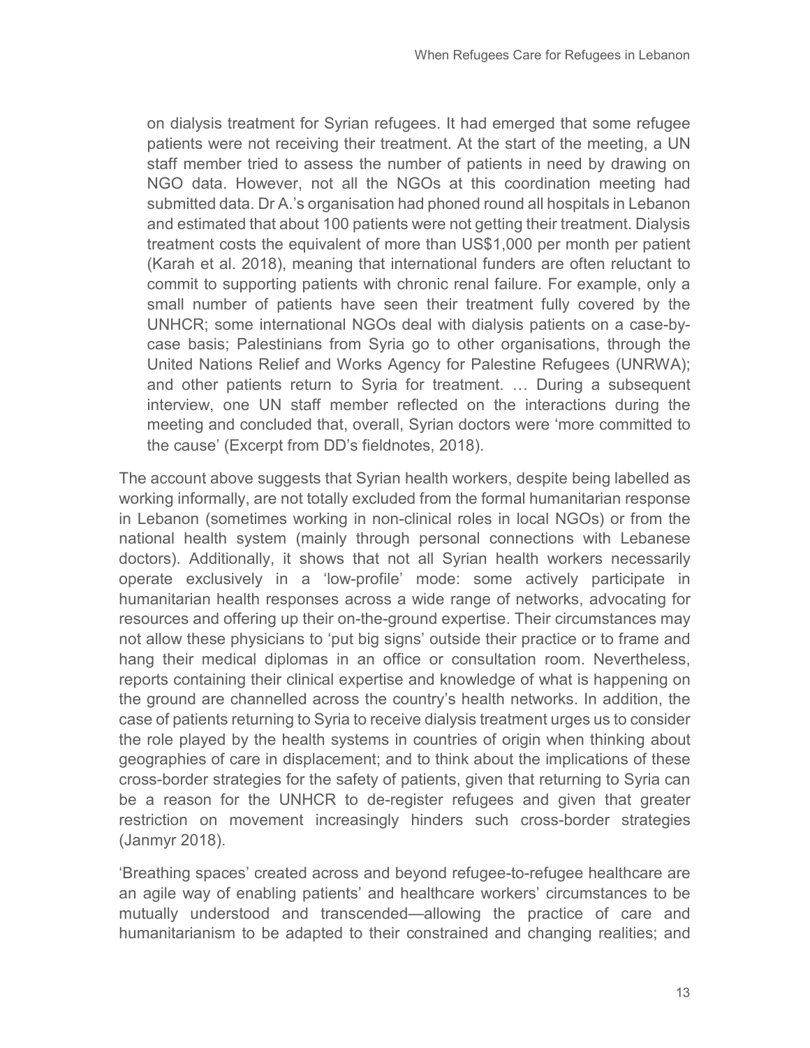> on dialysis treatment for Syrian refugees. It had emerged that some refugee patients were not receiving their treatment. At the start of the meeting, a UN staff member tried to assess the number of patients in need by drawing on NGO data. However, not all the NGOs at this coordination meeting had submitted data. Dr A.'s organisation had phoned round all hospitals in Lebanon and estimated that about 100 patients were not getting their treatment. Dialysis treatment costs the equivalent of more than US$1,000 per month per patient (Karah et al. 2018), meaning that international funders are often reluctant to commit to supporting patients with chronic renal failure. For example, only a small number of patients have seen their treatment fully covered by the UNHCR; some international NGOs deal with dialysis patients on a case-by-case basis; Palestinians from Syria go to other organisations, through the United Nations Relief and Works Agency for Palestine Refugees (UNRWA); and other patients return to Syria for treatment. … During a subsequent interview, one UN staff member reflected on the interactions during the meeting and concluded that, overall, Syrian doctors were 'more committed to the cause' (Excerpt from DD's fieldnotes, 2018).

The account above suggests that Syrian health workers, despite being labelled as working informally, are not totally excluded from the formal humanitarian response in Lebanon (sometimes working in non-clinical roles in local NGOs) or from the national health system (mainly through personal connections with Lebanese doctors). Additionally, it shows that not all Syrian health workers necessarily operate exclusively in a 'low-profile' mode: some actively participate in humanitarian health responses across a wide range of networks, advocating for resources and offering up their on-the-ground expertise. Their circumstances may not allow these physicians to 'put big signs' outside their practice or to frame and hang their medical diplomas in an office or consultation room. Nevertheless, reports containing their clinical expertise and knowledge of what is happening on the ground are channelled across the country's health networks. In addition, the case of patients returning to Syria to receive dialysis treatment urges us to consider the role played by the health systems in countries of origin when thinking about geographies of care in displacement; and to think about the implications of these cross-border strategies for the safety of patients, given that returning to Syria can be a reason for the UNHCR to de-register refugees and given that greater restriction on movement increasingly hinders such cross-border strategies (Janmyr 2018).

'Breathing spaces' created across and beyond refugee-to-refugee healthcare are an agile way of enabling patients' and healthcare workers' circumstances to be mutually understood and transcended—allowing the practice of care and humanitarianism to be adapted to their constrained and changing realities; and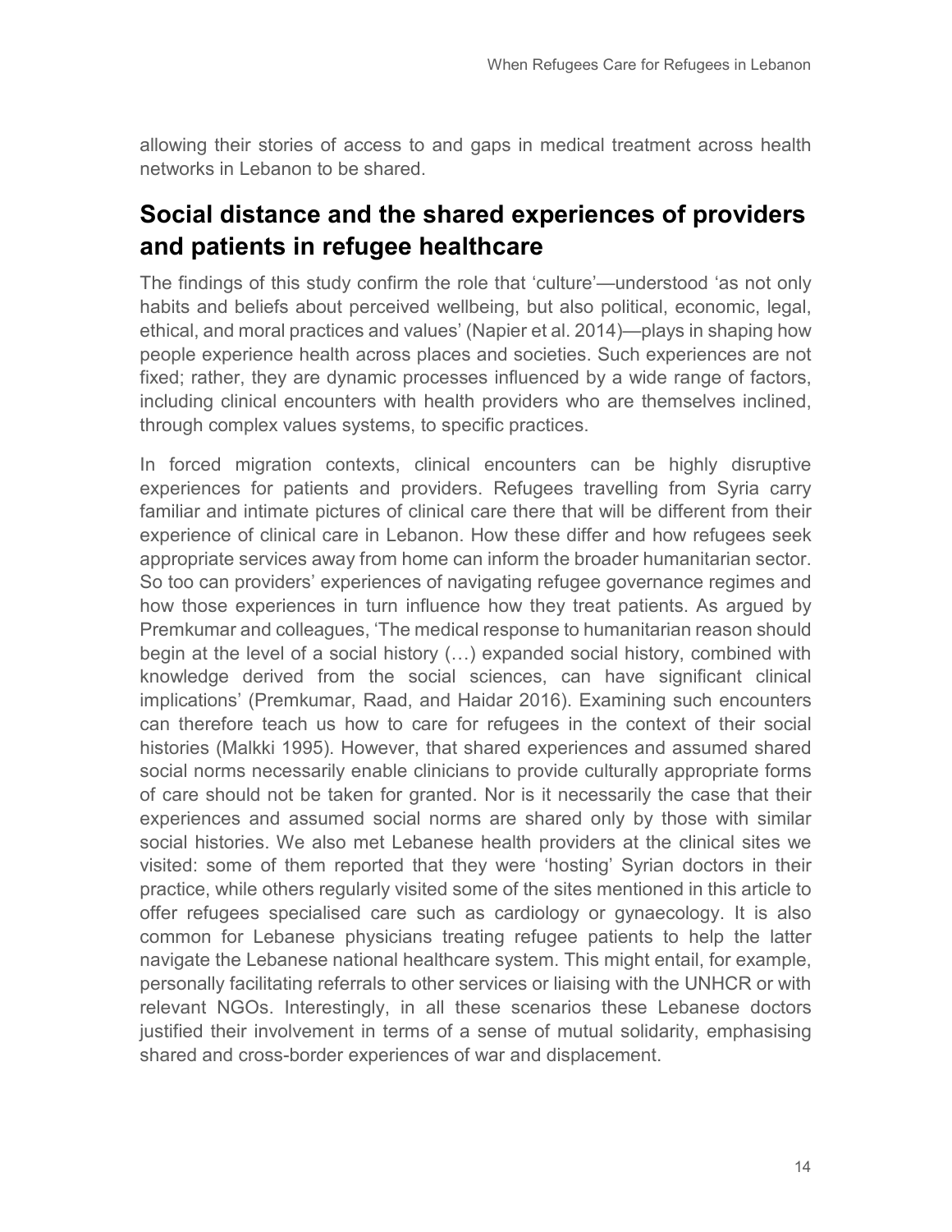allowing their stories of access to and gaps in medical treatment across health networks in Lebanon to be shared.

## Social distance and the shared experiences of providers and patients in refugee healthcare

The findings of this study confirm the role that 'culture'—understood 'as not only habits and beliefs about perceived wellbeing, but also political, economic, legal, ethical, and moral practices and values' (Napier et al. 2014)—plays in shaping how people experience health across places and societies. Such experiences are not fixed; rather, they are dynamic processes influenced by a wide range of factors, including clinical encounters with health providers who are themselves inclined, through complex values systems, to specific practices.

In forced migration contexts, clinical encounters can be highly disruptive experiences for patients and providers. Refugees travelling from Syria carry familiar and intimate pictures of clinical care there that will be different from their experience of clinical care in Lebanon. How these differ and how refugees seek appropriate services away from home can inform the broader humanitarian sector. So too can providers' experiences of navigating refugee governance regimes and how those experiences in turn influence how they treat patients. As argued by Premkumar and colleagues, 'The medical response to humanitarian reason should begin at the level of a social history (…) expanded social history, combined with knowledge derived from the social sciences, can have significant clinical implications' (Premkumar, Raad, and Haidar 2016). Examining such encounters can therefore teach us how to care for refugees in the context of their social histories (Malkki 1995). However, that shared experiences and assumed shared social norms necessarily enable clinicians to provide culturally appropriate forms of care should not be taken for granted. Nor is it necessarily the case that their experiences and assumed social norms are shared only by those with similar social histories. We also met Lebanese health providers at the clinical sites we visited: some of them reported that they were 'hosting' Syrian doctors in their practice, while others regularly visited some of the sites mentioned in this article to offer refugees specialised care such as cardiology or gynaecology. It is also common for Lebanese physicians treating refugee patients to help the latter navigate the Lebanese national healthcare system. This might entail, for example, personally facilitating referrals to other services or liaising with the UNHCR or with relevant NGOs. Interestingly, in all these scenarios these Lebanese doctors justified their involvement in terms of a sense of mutual solidarity, emphasising shared and cross-border experiences of war and displacement.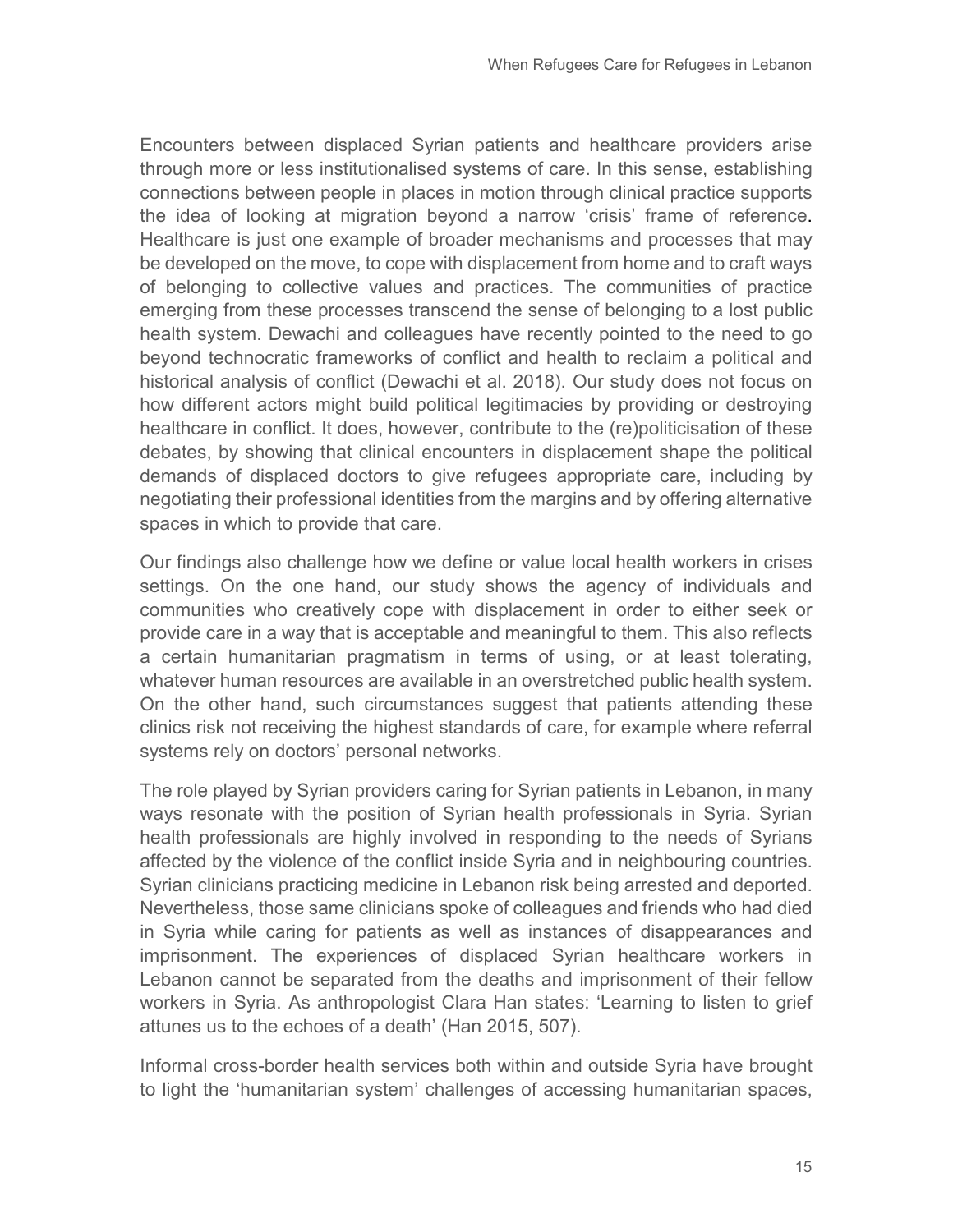Encounters between displaced Syrian patients and healthcare providers arise through more or less institutionalised systems of care. In this sense, establishing connections between people in places in motion through clinical practice supports the idea of looking at migration beyond a narrow 'crisis' frame of reference. Healthcare is just one example of broader mechanisms and processes that may be developed on the move, to cope with displacement from home and to craft ways of belonging to collective values and practices. The communities of practice emerging from these processes transcend the sense of belonging to a lost public health system. Dewachi and colleagues have recently pointed to the need to go beyond technocratic frameworks of conflict and health to reclaim a political and historical analysis of conflict (Dewachi et al. 2018). Our study does not focus on how different actors might build political legitimacies by providing or destroying healthcare in conflict. It does, however, contribute to the (re)politicisation of these debates, by showing that clinical encounters in displacement shape the political demands of displaced doctors to give refugees appropriate care, including by negotiating their professional identities from the margins and by offering alternative spaces in which to provide that care.

Our findings also challenge how we define or value local health workers in crises settings. On the one hand, our study shows the agency of individuals and communities who creatively cope with displacement in order to either seek or provide care in a way that is acceptable and meaningful to them. This also reflects a certain humanitarian pragmatism in terms of using, or at least tolerating, whatever human resources are available in an overstretched public health system. On the other hand, such circumstances suggest that patients attending these clinics risk not receiving the highest standards of care, for example where referral systems rely on doctors' personal networks.

The role played by Syrian providers caring for Syrian patients in Lebanon, in many ways resonate with the position of Syrian health professionals in Syria. Syrian health professionals are highly involved in responding to the needs of Syrians affected by the violence of the conflict inside Syria and in neighbouring countries. Syrian clinicians practicing medicine in Lebanon risk being arrested and deported. Nevertheless, those same clinicians spoke of colleagues and friends who had died in Syria while caring for patients as well as instances of disappearances and imprisonment. The experiences of displaced Syrian healthcare workers in Lebanon cannot be separated from the deaths and imprisonment of their fellow workers in Syria. As anthropologist Clara Han states: 'Learning to listen to grief attunes us to the echoes of a death' (Han 2015, 507).

Informal cross-border health services both within and outside Syria have brought to light the 'humanitarian system' challenges of accessing humanitarian spaces,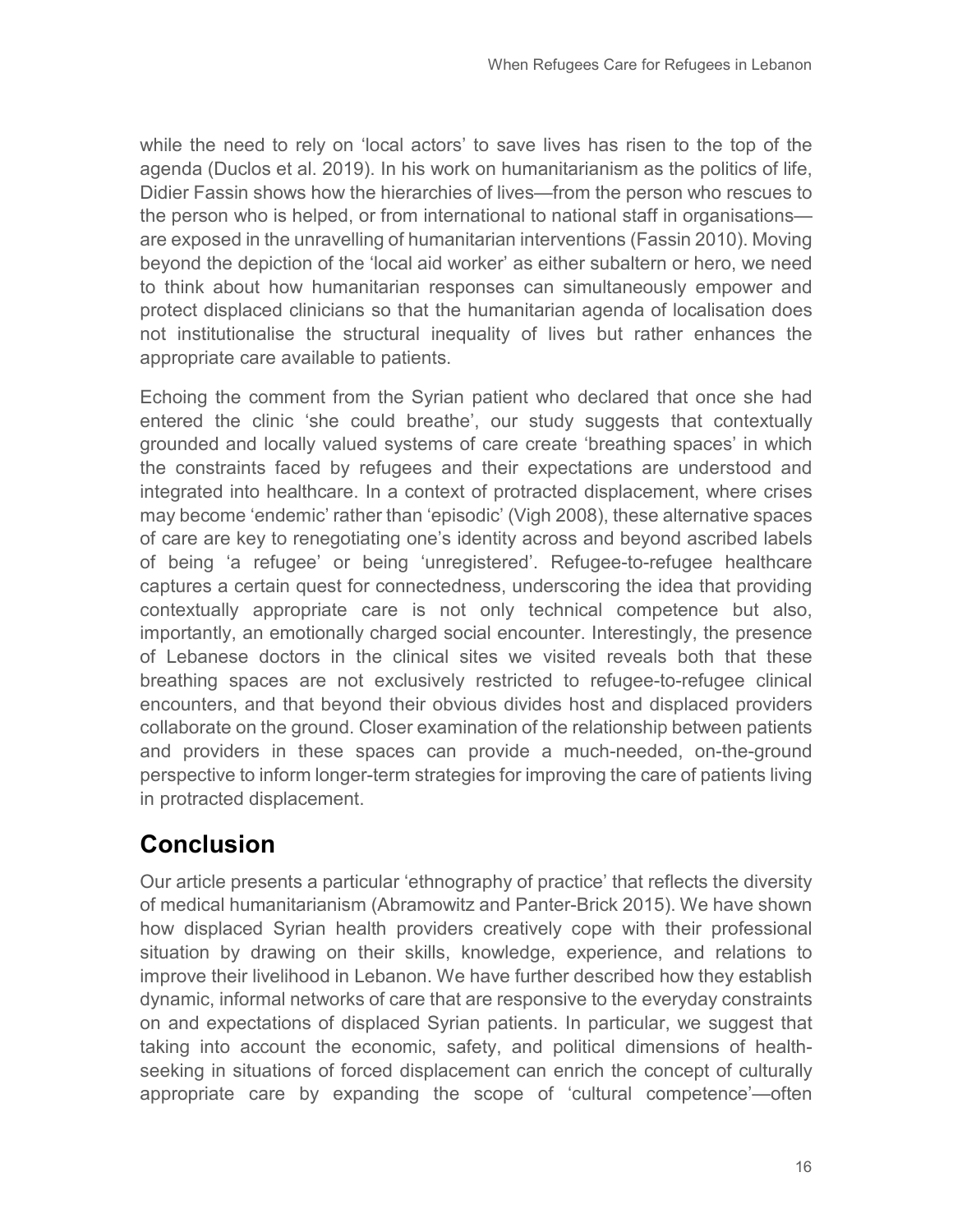while the need to rely on 'local actors' to save lives has risen to the top of the agenda (Duclos et al. 2019). In his work on humanitarianism as the politics of life, Didier Fassin shows how the hierarchies of lives—from the person who rescues to the person who is helped, or from international to national staff in organisations—are exposed in the unravelling of humanitarian interventions (Fassin 2010). Moving beyond the depiction of the 'local aid worker' as either subaltern or hero, we need to think about how humanitarian responses can simultaneously empower and protect displaced clinicians so that the humanitarian agenda of localisation does not institutionalise the structural inequality of lives but rather enhances the appropriate care available to patients.

Echoing the comment from the Syrian patient who declared that once she had entered the clinic 'she could breathe', our study suggests that contextually grounded and locally valued systems of care create 'breathing spaces' in which the constraints faced by refugees and their expectations are understood and integrated into healthcare. In a context of protracted displacement, where crises may become 'endemic' rather than 'episodic' (Vigh 2008), these alternative spaces of care are key to renegotiating one's identity across and beyond ascribed labels of being 'a refugee' or being 'unregistered'. Refugee-to-refugee healthcare captures a certain quest for connectedness, underscoring the idea that providing contextually appropriate care is not only technical competence but also, importantly, an emotionally charged social encounter. Interestingly, the presence of Lebanese doctors in the clinical sites we visited reveals both that these breathing spaces are not exclusively restricted to refugee-to-refugee clinical encounters, and that beyond their obvious divides host and displaced providers collaborate on the ground. Closer examination of the relationship between patients and providers in these spaces can provide a much-needed, on-the-ground perspective to inform longer-term strategies for improving the care of patients living in protracted displacement.

## Conclusion

Our article presents a particular 'ethnography of practice' that reflects the diversity of medical humanitarianism (Abramowitz and Panter-Brick 2015). We have shown how displaced Syrian health providers creatively cope with their professional situation by drawing on their skills, knowledge, experience, and relations to improve their livelihood in Lebanon. We have further described how they establish dynamic, informal networks of care that are responsive to the everyday constraints on and expectations of displaced Syrian patients. In particular, we suggest that taking into account the economic, safety, and political dimensions of health-seeking in situations of forced displacement can enrich the concept of culturally appropriate care by expanding the scope of 'cultural competence'—often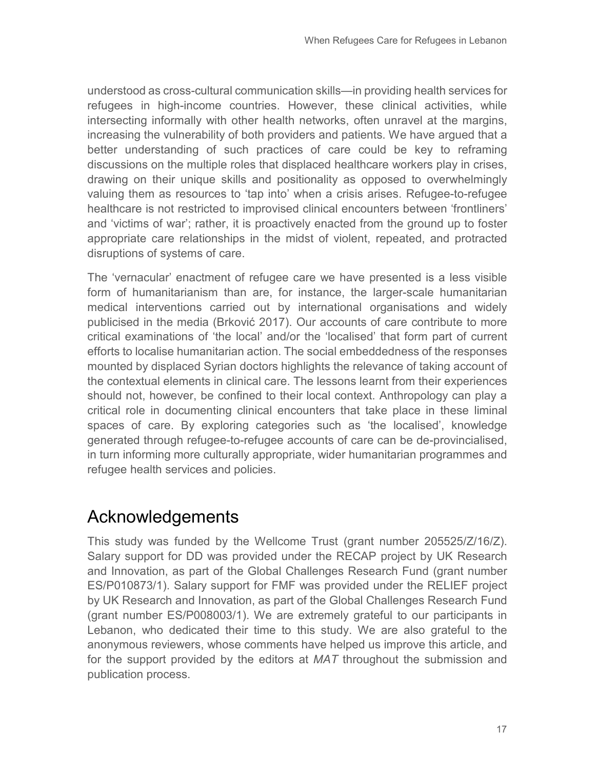understood as cross-cultural communication skills—in providing health services for refugees in high-income countries. However, these clinical activities, while intersecting informally with other health networks, often unravel at the margins, increasing the vulnerability of both providers and patients. We have argued that a better understanding of such practices of care could be key to reframing discussions on the multiple roles that displaced healthcare workers play in crises, drawing on their unique skills and positionality as opposed to overwhelmingly valuing them as resources to 'tap into' when a crisis arises. Refugee-to-refugee healthcare is not restricted to improvised clinical encounters between 'frontliners' and 'victims of war'; rather, it is proactively enacted from the ground up to foster appropriate care relationships in the midst of violent, repeated, and protracted disruptions of systems of care.

The 'vernacular' enactment of refugee care we have presented is a less visible form of humanitarianism than are, for instance, the larger-scale humanitarian medical interventions carried out by international organisations and widely publicised in the media (Brković 2017). Our accounts of care contribute to more critical examinations of 'the local' and/or the 'localised' that form part of current efforts to localise humanitarian action. The social embeddedness of the responses mounted by displaced Syrian doctors highlights the relevance of taking account of the contextual elements in clinical care. The lessons learnt from their experiences should not, however, be confined to their local context. Anthropology can play a critical role in documenting clinical encounters that take place in these liminal spaces of care. By exploring categories such as 'the localised', knowledge generated through refugee-to-refugee accounts of care can be de-provincialised, in turn informing more culturally appropriate, wider humanitarian programmes and refugee health services and policies.

# Acknowledgements

This study was funded by the Wellcome Trust (grant number 205525/Z/16/Z). Salary support for DD was provided under the RECAP project by UK Research and Innovation, as part of the Global Challenges Research Fund (grant number ES/P010873/1). Salary support for FMF was provided under the RELIEF project by UK Research and Innovation, as part of the Global Challenges Research Fund (grant number ES/P008003/1). We are extremely grateful to our participants in Lebanon, who dedicated their time to this study. We are also grateful to the anonymous reviewers, whose comments have helped us improve this article, and for the support provided by the editors at *MAT* throughout the submission and publication process.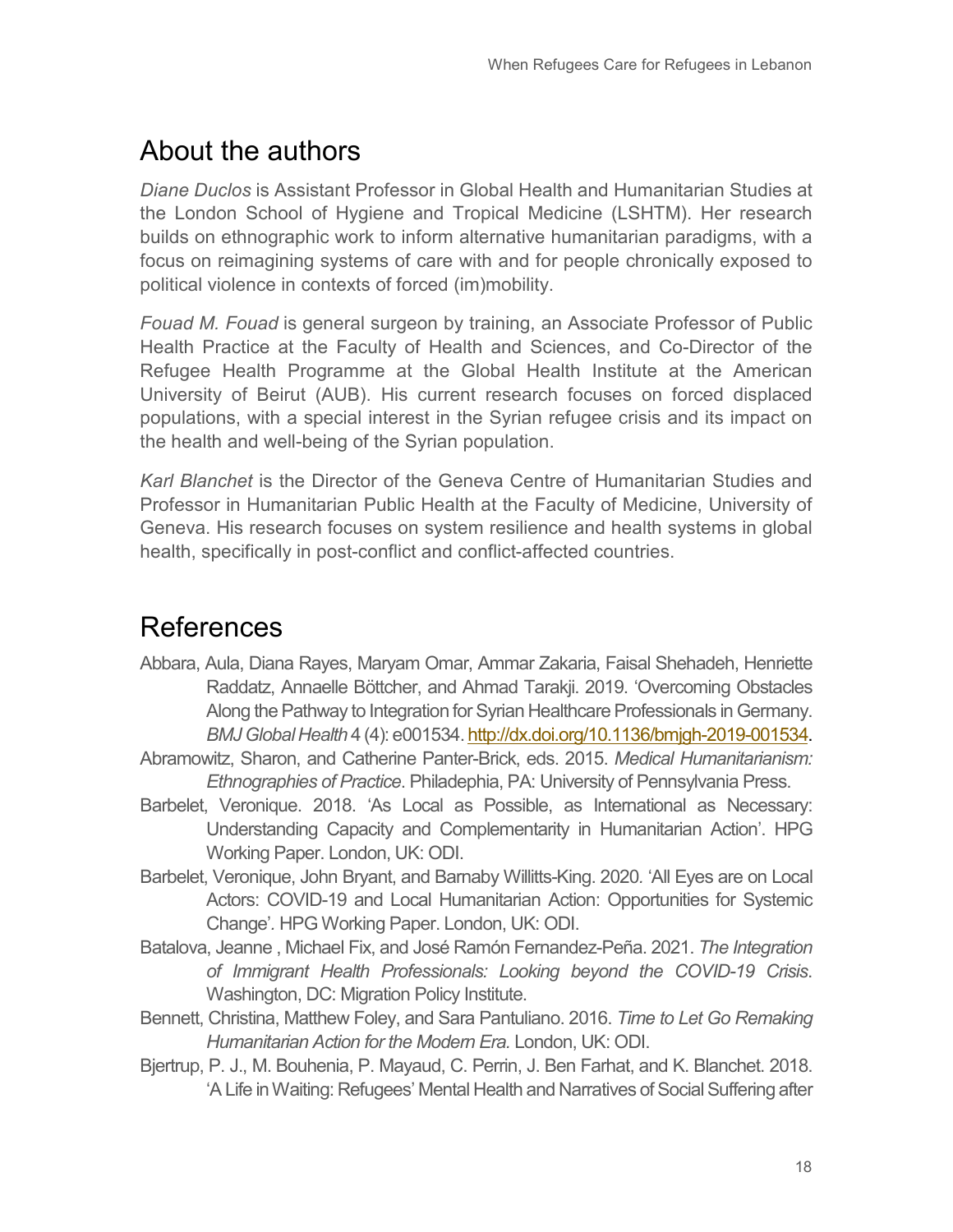## About the authors

*Diane Duclos* is Assistant Professor in Global Health and Humanitarian Studies at the London School of Hygiene and Tropical Medicine (LSHTM). Her research builds on ethnographic work to inform alternative humanitarian paradigms, with a focus on reimagining systems of care with and for people chronically exposed to political violence in contexts of forced (im)mobility.

*Fouad M. Fouad* is general surgeon by training, an Associate Professor of Public Health Practice at the Faculty of Health and Sciences, and Co-Director of the Refugee Health Programme at the Global Health Institute at the American University of Beirut (AUB). His current research focuses on forced displaced populations, with a special interest in the Syrian refugee crisis and its impact on the health and well-being of the Syrian population.

*Karl Blanchet* is the Director of the Geneva Centre of Humanitarian Studies and Professor in Humanitarian Public Health at the Faculty of Medicine, University of Geneva. His research focuses on system resilience and health systems in global health, specifically in post-conflict and conflict-affected countries.

## References

Abbara, Aula, Diana Rayes, Maryam Omar, Ammar Zakaria, Faisal Shehadeh, Henriette Raddatz, Annaelle Böttcher, and Ahmad Tarakji. 2019. 'Overcoming Obstacles Along the Pathway to Integration for Syrian Healthcare Professionals in Germany. *BMJ Global Health* 4 (4): e001534. http://dx.doi.org/10.1136/bmjgh-2019-001534.

Abramowitz, Sharon, and Catherine Panter-Brick, eds. 2015. *Medical Humanitarianism: Ethnographies of Practice*. Philadephia, PA: University of Pennsylvania Press.

Barbelet, Veronique. 2018. 'As Local as Possible, as International as Necessary: Understanding Capacity and Complementarity in Humanitarian Action'. HPG Working Paper. London, UK: ODI.

Barbelet, Veronique, John Bryant, and Barnaby Willitts-King. 2020. 'All Eyes are on Local Actors: COVID-19 and Local Humanitarian Action: Opportunities for Systemic Change'. HPG Working Paper. London, UK: ODI.

Batalova, Jeanne , Michael Fix, and José Ramón Fernandez-Peña. 2021. *The Integration of Immigrant Health Professionals: Looking beyond the COVID-19 Crisis*. Washington, DC: Migration Policy Institute.

Bennett, Christina, Matthew Foley, and Sara Pantuliano. 2016. *Time to Let Go Remaking Humanitarian Action for the Modern Era.* London, UK: ODI.

Bjertrup, P. J., M. Bouhenia, P. Mayaud, C. Perrin, J. Ben Farhat, and K. Blanchet. 2018. 'A Life in Waiting: Refugees' Mental Health and Narratives of Social Suffering after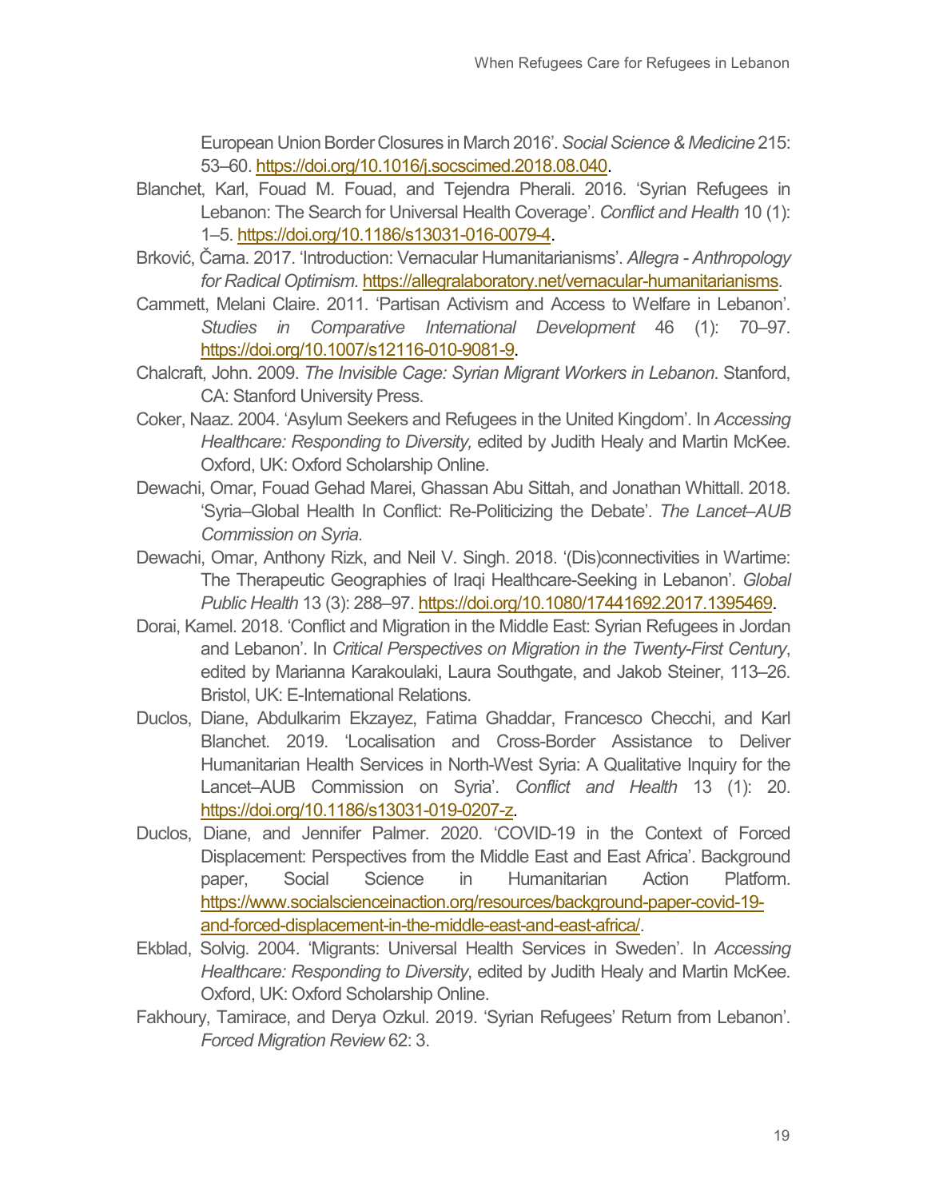European Union Border Closures in March 2016'. *Social Science & Medicine* 215: 53–60. https://doi.org/10.1016/j.socscimed.2018.08.040.

Blanchet, Karl, Fouad M. Fouad, and Tejendra Pherali. 2016. 'Syrian Refugees in Lebanon: The Search for Universal Health Coverage'. *Conflict and Health* 10 (1): 1–5. https://doi.org/10.1186/s13031-016-0079-4.

Brković, Čarna. 2017. 'Introduction: Vernacular Humanitarianisms'. *Allegra - Anthropology for Radical Optimism*. https://allegralaboratory.net/vernacular-humanitarianisms.

Cammett, Melani Claire. 2011. 'Partisan Activism and Access to Welfare in Lebanon'. *Studies in Comparative International Development* 46 (1): 70–97. https://doi.org/10.1007/s12116-010-9081-9.

Chalcraft, John. 2009. *The Invisible Cage: Syrian Migrant Workers in Lebanon*. Stanford, CA: Stanford University Press.

Coker, Naaz. 2004. 'Asylum Seekers and Refugees in the United Kingdom'. In *Accessing Healthcare: Responding to Diversity,* edited by Judith Healy and Martin McKee. Oxford, UK: Oxford Scholarship Online.

Dewachi, Omar, Fouad Gehad Marei, Ghassan Abu Sittah, and Jonathan Whittall. 2018. 'Syria–Global Health In Conflict: Re-Politicizing the Debate'. *The Lancet–AUB Commission on Syria*.

Dewachi, Omar, Anthony Rizk, and Neil V. Singh. 2018. '(Dis)connectivities in Wartime: The Therapeutic Geographies of Iraqi Healthcare-Seeking in Lebanon'. *Global Public Health* 13 (3): 288–97. https://doi.org/10.1080/17441692.2017.1395469.

Dorai, Kamel. 2018. 'Conflict and Migration in the Middle East: Syrian Refugees in Jordan and Lebanon'. In *Critical Perspectives on Migration in the Twenty-First Century*, edited by Marianna Karakoulaki, Laura Southgate, and Jakob Steiner, 113–26. Bristol, UK: E-International Relations.

Duclos, Diane, Abdulkarim Ekzayez, Fatima Ghaddar, Francesco Checchi, and Karl Blanchet. 2019. 'Localisation and Cross-Border Assistance to Deliver Humanitarian Health Services in North-West Syria: A Qualitative Inquiry for the Lancet–AUB Commission on Syria'. *Conflict and Health* 13 (1): 20. https://doi.org/10.1186/s13031-019-0207-z.

Duclos, Diane, and Jennifer Palmer. 2020. 'COVID-19 in the Context of Forced Displacement: Perspectives from the Middle East and East Africa'. Background paper, Social Science in Humanitarian Action Platform. https://www.socialscienceinaction.org/resources/background-paper-covid-19-and-forced-displacement-in-the-middle-east-and-east-africa/.

Ekblad, Solvig. 2004. 'Migrants: Universal Health Services in Sweden'. In *Accessing Healthcare: Responding to Diversity*, edited by Judith Healy and Martin McKee. Oxford, UK: Oxford Scholarship Online.

Fakhoury, Tamirace, and Derya Ozkul. 2019. 'Syrian Refugees' Return from Lebanon'. *Forced Migration Review* 62: 3.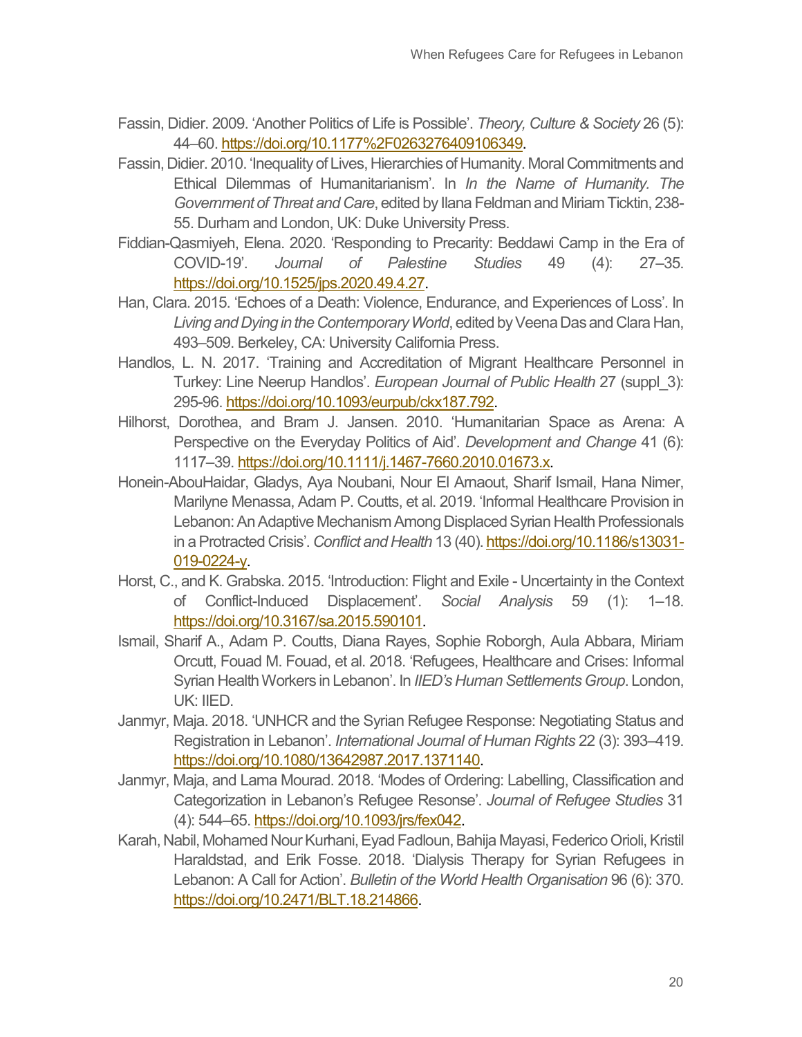Fassin, Didier. 2009. 'Another Politics of Life is Possible'. *Theory, Culture & Society* 26 (5): 44–60. https://doi.org/10.1177%2F0263276409106349.

Fassin, Didier. 2010. 'Inequality of Lives, Hierarchies of Humanity. Moral Commitments and Ethical Dilemmas of Humanitarianism'. In *In the Name of Humanity. The Government of Threat and Care*, edited by Ilana Feldman and Miriam Ticktin, 238-55. Durham and London, UK: Duke University Press.

Fiddian-Qasmiyeh, Elena. 2020. 'Responding to Precarity: Beddawi Camp in the Era of COVID-19'. *Journal of Palestine Studies* 49 (4): 27–35. https://doi.org/10.1525/jps.2020.49.4.27.

Han, Clara. 2015. 'Echoes of a Death: Violence, Endurance, and Experiences of Loss'. In *Living and Dying in the Contemporary World*, edited by Veena Das and Clara Han, 493–509. Berkeley, CA: University California Press.

Handlos, L. N. 2017. 'Training and Accreditation of Migrant Healthcare Personnel in Turkey: Line Neerup Handlos'. *European Journal of Public Health* 27 (suppl_3): 295-96. https://doi.org/10.1093/eurpub/ckx187.792.

Hilhorst, Dorothea, and Bram J. Jansen. 2010. 'Humanitarian Space as Arena: A Perspective on the Everyday Politics of Aid'. *Development and Change* 41 (6): 1117–39. https://doi.org/10.1111/j.1467-7660.2010.01673.x.

Honein-AbouHaidar, Gladys, Aya Noubani, Nour El Arnaout, Sharif Ismail, Hana Nimer, Marilyne Menassa, Adam P. Coutts, et al. 2019. 'Informal Healthcare Provision in Lebanon: An Adaptive Mechanism Among Displaced Syrian Health Professionals in a Protracted Crisis'. *Conflict and Health* 13 (40). https://doi.org/10.1186/s13031-019-0224-y.

Horst, C., and K. Grabska. 2015. 'Introduction: Flight and Exile - Uncertainty in the Context of Conflict-Induced Displacement'. *Social Analysis* 59 (1): 1–18. https://doi.org/10.3167/sa.2015.590101.

Ismail, Sharif A., Adam P. Coutts, Diana Rayes, Sophie Roborgh, Aula Abbara, Miriam Orcutt, Fouad M. Fouad, et al. 2018. 'Refugees, Healthcare and Crises: Informal Syrian Health Workers in Lebanon'. In *IIED's Human Settlements Group*. London, UK: IIED.

Janmyr, Maja. 2018. 'UNHCR and the Syrian Refugee Response: Negotiating Status and Registration in Lebanon'. *International Journal of Human Rights* 22 (3): 393–419. https://doi.org/10.1080/13642987.2017.1371140.

Janmyr, Maja, and Lama Mourad. 2018. 'Modes of Ordering: Labelling, Classification and Categorization in Lebanon's Refugee Resonse'. *Journal of Refugee Studies* 31 (4): 544–65. https://doi.org/10.1093/jrs/fex042.

Karah, Nabil, Mohamed Nour Kurhani, Eyad Fadloun, Bahija Mayasi, Federico Orioli, Kristil Haraldstad, and Erik Fosse. 2018. 'Dialysis Therapy for Syrian Refugees in Lebanon: A Call for Action'. *Bulletin of the World Health Organisation* 96 (6): 370. https://doi.org/10.2471/BLT.18.214866.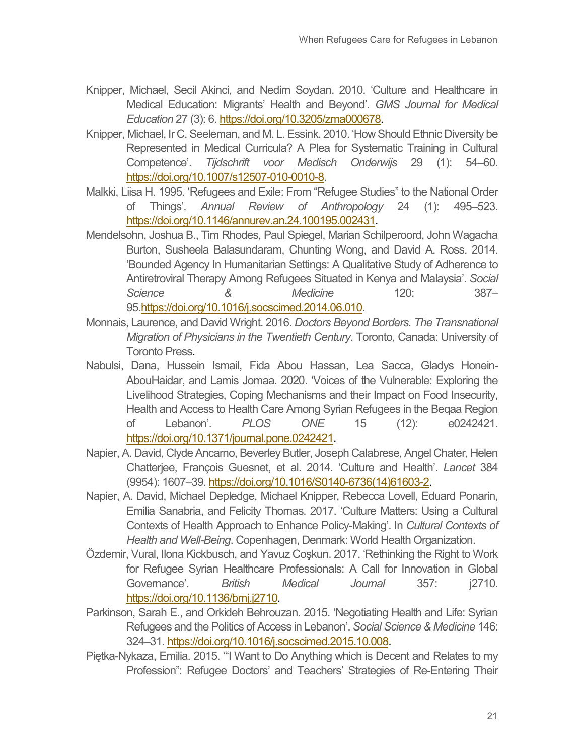Knipper, Michael, Secil Akinci, and Nedim Soydan. 2010. 'Culture and Healthcare in Medical Education: Migrants' Health and Beyond'. *GMS Journal for Medical Education* 27 (3): 6. https://doi.org/10.3205/zma000678.

Knipper, Michael, Ir C. Seeleman, and M. L. Essink. 2010. 'How Should Ethnic Diversity be Represented in Medical Curricula? A Plea for Systematic Training in Cultural Competence'. *Tijdschrift voor Medisch Onderwijs* 29 (1): 54–60. https://doi.org/10.1007/s12507-010-0010-8.

Malkki, Liisa H. 1995. 'Refugees and Exile: From "Refugee Studies" to the National Order of Things'. *Annual Review of Anthropology* 24 (1): 495–523. https://doi.org/10.1146/annurev.an.24.100195.002431.

Mendelsohn, Joshua B., Tim Rhodes, Paul Spiegel, Marian Schilperoord, John Wagacha Burton, Susheela Balasundaram, Chunting Wong, and David A. Ross. 2014. 'Bounded Agency In Humanitarian Settings: A Qualitative Study of Adherence to Antiretroviral Therapy Among Refugees Situated in Kenya and Malaysia'. *Social Science & Medicine* 120: 387–95.https://doi.org/10.1016/j.socscimed.2014.06.010.

Monnais, Laurence, and David Wright. 2016. *Doctors Beyond Borders. The Transnational Migration of Physicians in the Twentieth Century*. Toronto, Canada: University of Toronto Press.

Nabulsi, Dana, Hussein Ismail, Fida Abou Hassan, Lea Sacca, Gladys Honein-AbouHaidar, and Lamis Jomaa. 2020. 'Voices of the Vulnerable: Exploring the Livelihood Strategies, Coping Mechanisms and their Impact on Food Insecurity, Health and Access to Health Care Among Syrian Refugees in the Beqaa Region of Lebanon'. *PLOS ONE* 15 (12): e0242421. https://doi.org/10.1371/journal.pone.0242421.

Napier, A. David, Clyde Ancarno, Beverley Butler, Joseph Calabrese, Angel Chater, Helen Chatterjee, François Guesnet, et al. 2014. 'Culture and Health'. *Lancet* 384 (9954): 1607–39. https://doi.org/10.1016/S0140-6736(14)61603-2.

Napier, A. David, Michael Depledge, Michael Knipper, Rebecca Lovell, Eduard Ponarin, Emilia Sanabria, and Felicity Thomas. 2017. 'Culture Matters: Using a Cultural Contexts of Health Approach to Enhance Policy-Making'. In *Cultural Contexts of Health and Well-Being*. Copenhagen, Denmark: World Health Organization.

Özdemir, Vural, Ilona Kickbusch, and Yavuz Coşkun. 2017. 'Rethinking the Right to Work for Refugee Syrian Healthcare Professionals: A Call for Innovation in Global Governance'. *British Medical Journal* 357: j2710. https://doi.org/10.1136/bmj.j2710.

Parkinson, Sarah E., and Orkideh Behrouzan. 2015. 'Negotiating Health and Life: Syrian Refugees and the Politics of Access in Lebanon'. *Social Science & Medicine* 146: 324–31. https://doi.org/10.1016/j.socscimed.2015.10.008.

Piętka-Nykaza, Emilia. 2015. '"I Want to Do Anything which is Decent and Relates to my Profession": Refugee Doctors' and Teachers' Strategies of Re-Entering Their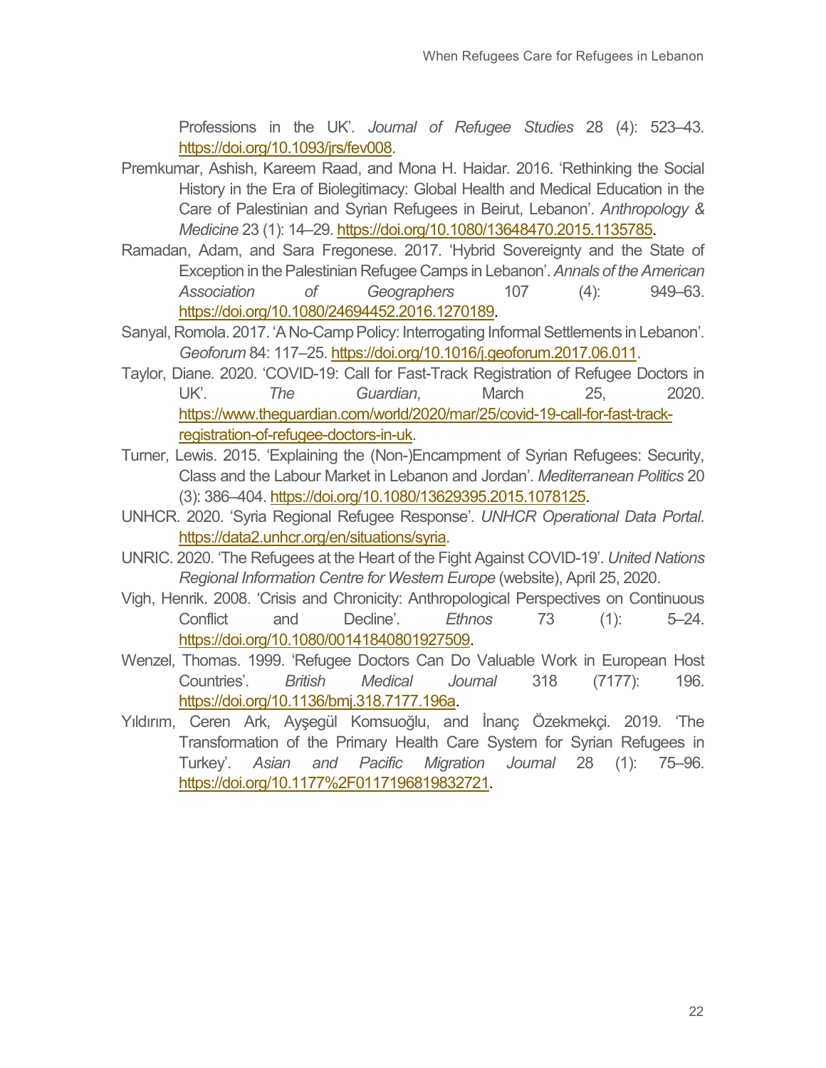Professions in the UK'. *Journal of Refugee Studies* 28 (4): 523–43. https://doi.org/10.1093/jrs/fev008.

Premkumar, Ashish, Kareem Raad, and Mona H. Haidar. 2016. 'Rethinking the Social History in the Era of Biolegitimacy: Global Health and Medical Education in the Care of Palestinian and Syrian Refugees in Beirut, Lebanon'. *Anthropology & Medicine* 23 (1): 14–29. https://doi.org/10.1080/13648470.2015.1135785.

Ramadan, Adam, and Sara Fregonese. 2017. 'Hybrid Sovereignty and the State of Exception in the Palestinian Refugee Camps in Lebanon'. *Annals of the American Association of Geographers* 107 (4): 949–63. https://doi.org/10.1080/24694452.2016.1270189.

Sanyal, Romola. 2017. 'A No-Camp Policy: Interrogating Informal Settlements in Lebanon'. *Geoforum* 84: 117–25. https://doi.org/10.1016/j.geoforum.2017.06.011.

Taylor, Diane. 2020. 'COVID-19: Call for Fast-Track Registration of Refugee Doctors in UK'. *The Guardian*, March 25, 2020. https://www.theguardian.com/world/2020/mar/25/covid-19-call-for-fast-track-registration-of-refugee-doctors-in-uk.

Turner, Lewis. 2015. 'Explaining the (Non-)Encampment of Syrian Refugees: Security, Class and the Labour Market in Lebanon and Jordan'. *Mediterranean Politics* 20 (3): 386–404. https://doi.org/10.1080/13629395.2015.1078125.

UNHCR. 2020. 'Syria Regional Refugee Response'. *UNHCR Operational Data Portal*. https://data2.unhcr.org/en/situations/syria.

UNRIC. 2020. 'The Refugees at the Heart of the Fight Against COVID-19'. *United Nations Regional Information Centre for Western Europe* (website), April 25, 2020.

Vigh, Henrik. 2008. 'Crisis and Chronicity: Anthropological Perspectives on Continuous Conflict and Decline'. *Ethnos* 73 (1): 5–24. https://doi.org/10.1080/00141840801927509.

Wenzel, Thomas. 1999. 'Refugee Doctors Can Do Valuable Work in European Host Countries'. *British Medical Journal* 318 (7177): 196. https://doi.org/10.1136/bmj.318.7177.196a.

Yıldırım, Ceren Ark, Ayşegül Komsuoğlu, and İnanç Özekmekçi. 2019. 'The Transformation of the Primary Health Care System for Syrian Refugees in Turkey'. *Asian and Pacific Migration Journal* 28 (1): 75–96. https://doi.org/10.1177%2F0117196819832721.